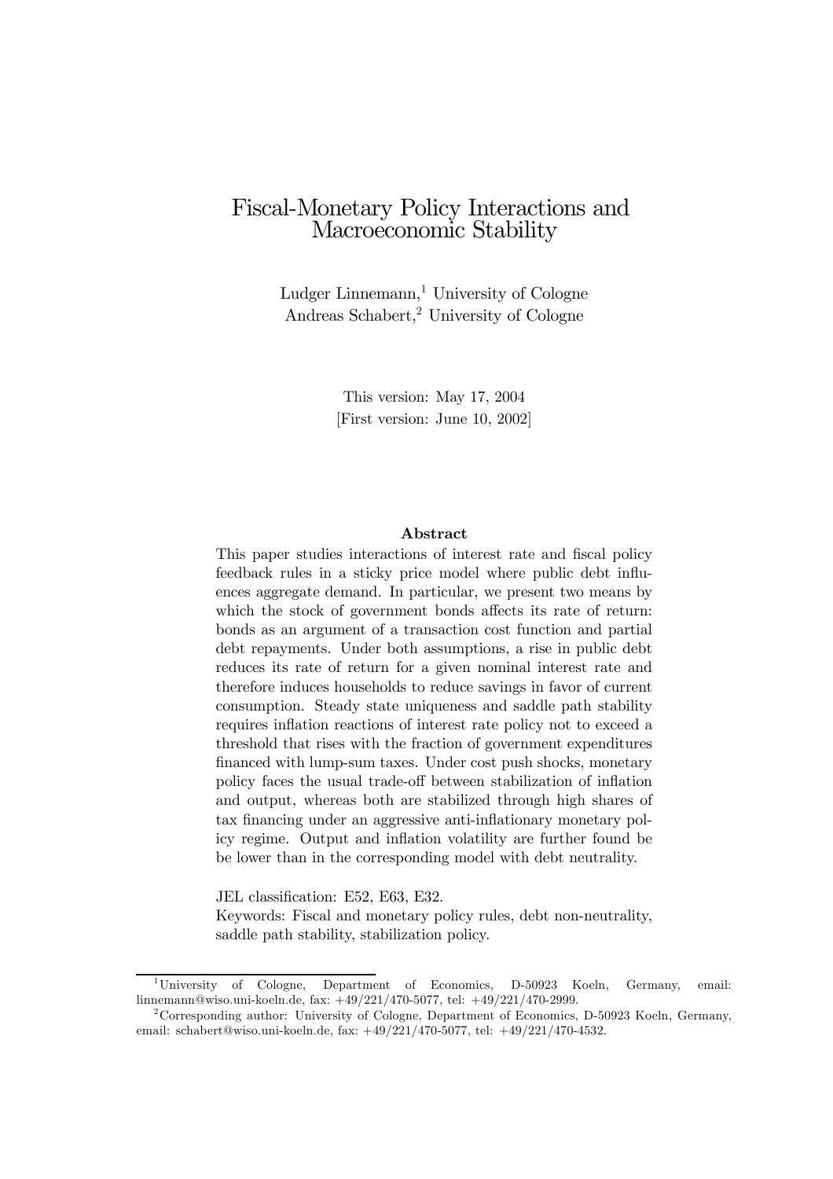# Fiscal-Monetary Policy Interactions and Macroeconomic Stability

Ludger Linnemann,[1] University of Cologne
Andreas Schabert,[2] University of Cologne

This version: May 17, 2004
[First version: June 10, 2002]

### Abstract

This paper studies interactions of interest rate and fiscal policy feedback rules in a sticky price model where public debt influences aggregate demand. In particular, we present two means by which the stock of government bonds affects its rate of return: bonds as an argument of a transaction cost function and partial debt repayments. Under both assumptions, a rise in public debt reduces its rate of return for a given nominal interest rate and therefore induces households to reduce savings in favor of current consumption. Steady state uniqueness and saddle path stability requires inflation reactions of interest rate policy not to exceed a threshold that rises with the fraction of government expenditures financed with lump-sum taxes. Under cost push shocks, monetary policy faces the usual trade-off between stabilization of inflation and output, whereas both are stabilized through high shares of tax financing under an aggressive anti-inflationary monetary policy regime. Output and inflation volatility are further found be be lower than in the corresponding model with debt neutrality.

JEL classification: E52, E63, E32.
Keywords: Fiscal and monetary policy rules, debt non-neutrality, saddle path stability, stabilization policy.

---

[1] University of Cologne, Department of Economics, D-50923 Koeln, Germany, email: linnemann@wiso.uni-koeln.de, fax: +49/221/470-5077, tel: +49/221/470-2999.

[2] Corresponding author: University of Cologne, Department of Economics, D-50923 Koeln, Germany, email: schabert@wiso.uni-koeln.de, fax: +49/221/470-5077, tel: +49/221/470-4532.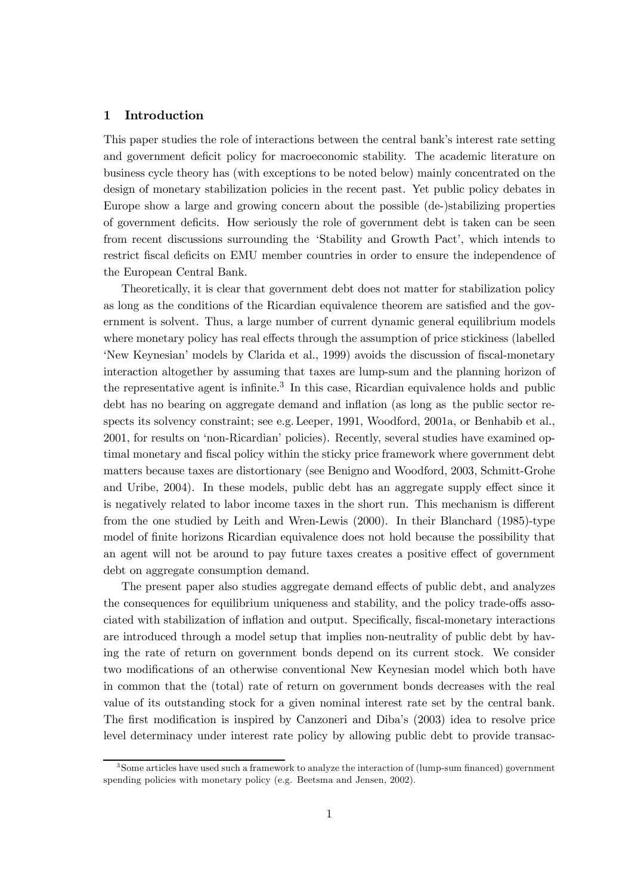## 1 Introduction

This paper studies the role of interactions between the central bank's interest rate setting and government deficit policy for macroeconomic stability. The academic literature on business cycle theory has (with exceptions to be noted below) mainly concentrated on the design of monetary stabilization policies in the recent past. Yet public policy debates in Europe show a large and growing concern about the possible (de-)stabilizing properties of government deficits. How seriously the role of government debt is taken can be seen from recent discussions surrounding the 'Stability and Growth Pact', which intends to restrict fiscal deficits on EMU member countries in order to ensure the independence of the European Central Bank.

Theoretically, it is clear that government debt does not matter for stabilization policy as long as the conditions of the Ricardian equivalence theorem are satisfied and the government is solvent. Thus, a large number of current dynamic general equilibrium models where monetary policy has real effects through the assumption of price stickiness (labelled 'New Keynesian' models by Clarida et al., 1999) avoids the discussion of fiscal-monetary interaction altogether by assuming that taxes are lump-sum and the planning horizon of the representative agent is infinite.[3] In this case, Ricardian equivalence holds and public debt has no bearing on aggregate demand and inflation (as long as the public sector respects its solvency constraint; see e.g. Leeper, 1991, Woodford, 2001a, or Benhabib et al., 2001, for results on 'non-Ricardian' policies). Recently, several studies have examined optimal monetary and fiscal policy within the sticky price framework where government debt matters because taxes are distortionary (see Benigno and Woodford, 2003, Schmitt-Grohe and Uribe, 2004). In these models, public debt has an aggregate supply effect since it is negatively related to labor income taxes in the short run. This mechanism is different from the one studied by Leith and Wren-Lewis (2000). In their Blanchard (1985)-type model of finite horizons Ricardian equivalence does not hold because the possibility that an agent will not be around to pay future taxes creates a positive effect of government debt on aggregate consumption demand.

The present paper also studies aggregate demand effects of public debt, and analyzes the consequences for equilibrium uniqueness and stability, and the policy trade-offs associated with stabilization of inflation and output. Specifically, fiscal-monetary interactions are introduced through a model setup that implies non-neutrality of public debt by having the rate of return on government bonds depend on its current stock. We consider two modifications of an otherwise conventional New Keynesian model which both have in common that the (total) rate of return on government bonds decreases with the real value of its outstanding stock for a given nominal interest rate set by the central bank. The first modification is inspired by Canzoneri and Diba's (2003) idea to resolve price level determinacy under interest rate policy by allowing public debt to provide transac-

[3] Some articles have used such a framework to analyze the interaction of (lump-sum financed) government spending policies with monetary policy (e.g. Beetsma and Jensen, 2002).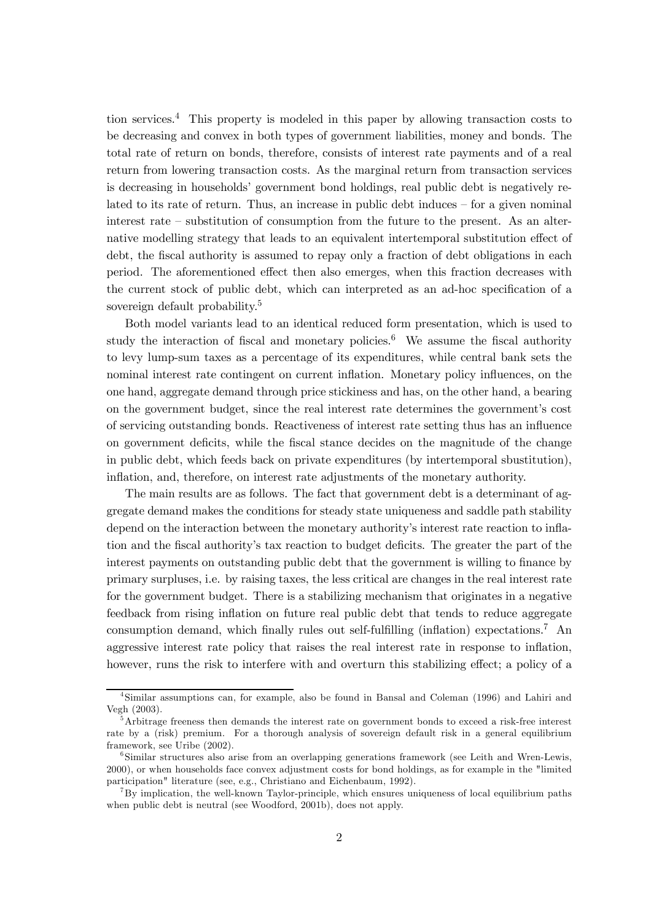tion services.[4] This property is modeled in this paper by allowing transaction costs to be decreasing and convex in both types of government liabilities, money and bonds. The total rate of return on bonds, therefore, consists of interest rate payments and of a real return from lowering transaction costs. As the marginal return from transaction services is decreasing in households' government bond holdings, real public debt is negatively related to its rate of return. Thus, an increase in public debt induces – for a given nominal interest rate – substitution of consumption from the future to the present. As an alternative modelling strategy that leads to an equivalent intertemporal substitution effect of debt, the fiscal authority is assumed to repay only a fraction of debt obligations in each period. The aforementioned effect then also emerges, when this fraction decreases with the current stock of public debt, which can interpreted as an ad-hoc specification of a sovereign default probability.[5]

Both model variants lead to an identical reduced form presentation, which is used to study the interaction of fiscal and monetary policies.[6] We assume the fiscal authority to levy lump-sum taxes as a percentage of its expenditures, while central bank sets the nominal interest rate contingent on current inflation. Monetary policy influences, on the one hand, aggregate demand through price stickiness and has, on the other hand, a bearing on the government budget, since the real interest rate determines the government's cost of servicing outstanding bonds. Reactiveness of interest rate setting thus has an influence on government deficits, while the fiscal stance decides on the magnitude of the change in public debt, which feeds back on private expenditures (by intertemporal sbustitution), inflation, and, therefore, on interest rate adjustments of the monetary authority.

The main results are as follows. The fact that government debt is a determinant of aggregate demand makes the conditions for steady state uniqueness and saddle path stability depend on the interaction between the monetary authority's interest rate reaction to inflation and the fiscal authority's tax reaction to budget deficits. The greater the part of the interest payments on outstanding public debt that the government is willing to finance by primary surpluses, i.e. by raising taxes, the less critical are changes in the real interest rate for the government budget. There is a stabilizing mechanism that originates in a negative feedback from rising inflation on future real public debt that tends to reduce aggregate consumption demand, which finally rules out self-fulfilling (inflation) expectations.[7] An aggressive interest rate policy that raises the real interest rate in response to inflation, however, runs the risk to interfere with and overturn this stabilizing effect; a policy of a

---

[4] Similar assumptions can, for example, also be found in Bansal and Coleman (1996) and Lahiri and Vegh (2003).

[5] Arbitrage freeness then demands the interest rate on government bonds to exceed a risk-free interest rate by a (risk) premium. For a thorough analysis of sovereign default risk in a general equilibrium framework, see Uribe (2002).

[6] Similar structures also arise from an overlapping generations framework (see Leith and Wren-Lewis, 2000), or when households face convex adjustment costs for bond holdings, as for example in the "limited participation" literature (see, e.g., Christiano and Eichenbaum, 1992).

[7] By implication, the well-known Taylor-principle, which ensures uniqueness of local equilibrium paths when public debt is neutral (see Woodford, 2001b), does not apply.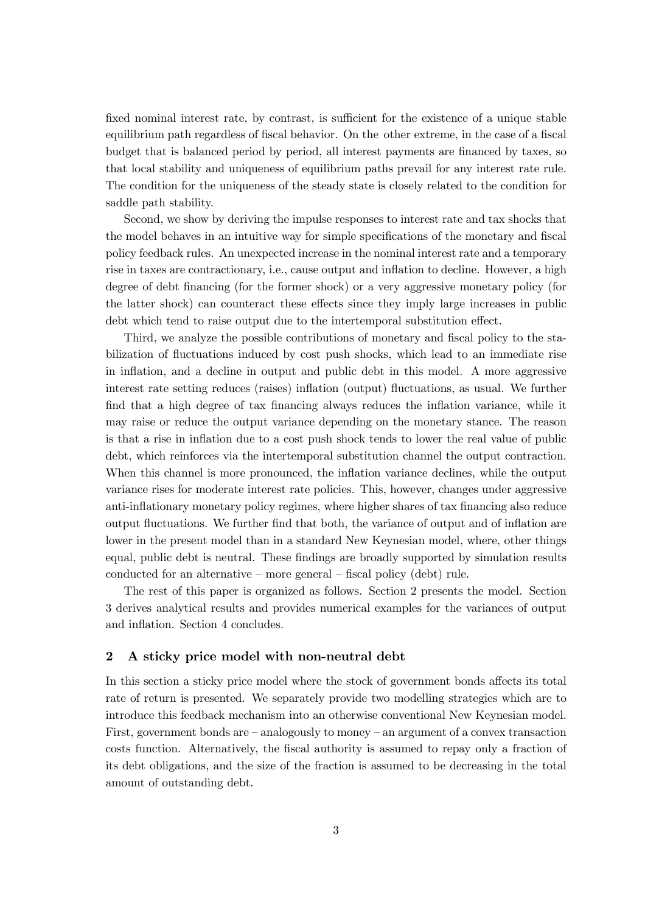fixed nominal interest rate, by contrast, is sufficient for the existence of a unique stable equilibrium path regardless of fiscal behavior. On the other extreme, in the case of a fiscal budget that is balanced period by period, all interest payments are financed by taxes, so that local stability and uniqueness of equilibrium paths prevail for any interest rate rule. The condition for the uniqueness of the steady state is closely related to the condition for saddle path stability.

Second, we show by deriving the impulse responses to interest rate and tax shocks that the model behaves in an intuitive way for simple specifications of the monetary and fiscal policy feedback rules. An unexpected increase in the nominal interest rate and a temporary rise in taxes are contractionary, i.e., cause output and inflation to decline. However, a high degree of debt financing (for the former shock) or a very aggressive monetary policy (for the latter shock) can counteract these effects since they imply large increases in public debt which tend to raise output due to the intertemporal substitution effect.

Third, we analyze the possible contributions of monetary and fiscal policy to the stabilization of fluctuations induced by cost push shocks, which lead to an immediate rise in inflation, and a decline in output and public debt in this model. A more aggressive interest rate setting reduces (raises) inflation (output) fluctuations, as usual. We further find that a high degree of tax financing always reduces the inflation variance, while it may raise or reduce the output variance depending on the monetary stance. The reason is that a rise in inflation due to a cost push shock tends to lower the real value of public debt, which reinforces via the intertemporal substitution channel the output contraction. When this channel is more pronounced, the inflation variance declines, while the output variance rises for moderate interest rate policies. This, however, changes under aggressive anti-inflationary monetary policy regimes, where higher shares of tax financing also reduce output fluctuations. We further find that both, the variance of output and of inflation are lower in the present model than in a standard New Keynesian model, where, other things equal, public debt is neutral. These findings are broadly supported by simulation results conducted for an alternative – more general – fiscal policy (debt) rule.

The rest of this paper is organized as follows. Section 2 presents the model. Section 3 derives analytical results and provides numerical examples for the variances of output and inflation. Section 4 concludes.

## 2 A sticky price model with non-neutral debt

In this section a sticky price model where the stock of government bonds affects its total rate of return is presented. We separately provide two modelling strategies which are to introduce this feedback mechanism into an otherwise conventional New Keynesian model. First, government bonds are – analogously to money – an argument of a convex transaction costs function. Alternatively, the fiscal authority is assumed to repay only a fraction of its debt obligations, and the size of the fraction is assumed to be decreasing in the total amount of outstanding debt.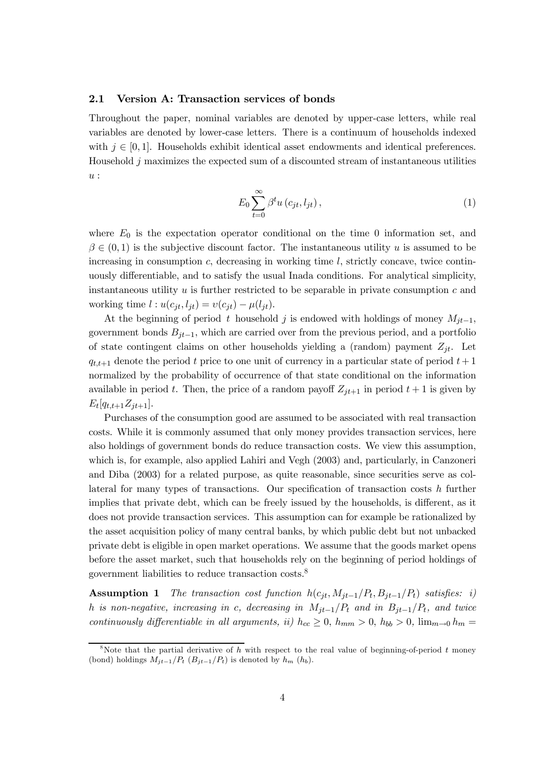### 2.1 Version A: Transaction services of bonds

Throughout the paper, nominal variables are denoted by upper-case letters, while real variables are denoted by lower-case letters. There is a continuum of households indexed with $j \in [0,1]$. Households exhibit identical asset endowments and identical preferences. Household $j$ maximizes the expected sum of a discounted stream of instantaneous utilities $u$ :

$$E_0 \sum_{t=0}^{\infty} \beta^t u\left(c_{jt}, l_{jt}\right), \tag{1}$$

where $E_0$ is the expectation operator conditional on the time 0 information set, and $\beta \in (0,1)$ is the subjective discount factor. The instantaneous utility $u$ is assumed to be increasing in consumption $c$, decreasing in working time $l$, strictly concave, twice continuously differentiable, and to satisfy the usual Inada conditions. For analytical simplicity, instantaneous utility $u$ is further restricted to be separable in private consumption $c$ and working time $l : u(c_{jt}, l_{jt}) = \upsilon(c_{jt}) - \mu(l_{jt})$.

At the beginning of period $t$ household $j$ is endowed with holdings of money $M_{jt-1}$, government bonds $B_{jt-1}$, which are carried over from the previous period, and a portfolio of state contingent claims on other households yielding a (random) payment $Z_{jt}$. Let $q_{t,t+1}$ denote the period $t$ price to one unit of currency in a particular state of period $t+1$ normalized by the probability of occurrence of that state conditional on the information available in period $t$. Then, the price of a random payoff $Z_{jt+1}$ in period $t+1$ is given by $E_t[q_{t,t+1}Z_{jt+1}]$.

Purchases of the consumption good are assumed to be associated with real transaction costs. While it is commonly assumed that only money provides transaction services, here also holdings of government bonds do reduce transaction costs. We view this assumption, which is, for example, also applied Lahiri and Vegh (2003) and, particularly, in Canzoneri and Diba (2003) for a related purpose, as quite reasonable, since securities serve as collateral for many types of transactions. Our specification of transaction costs $h$ further implies that private debt, which can be freely issued by the households, is different, as it does not provide transaction services. This assumption can for example be rationalized by the asset acquisition policy of many central banks, by which public debt but not unbacked private debt is eligible in open market operations. We assume that the goods market opens before the asset market, such that households rely on the beginning of period holdings of government liabilities to reduce transaction costs.[8]

**Assumption 1** *The transaction cost function $h(c_{jt}, M_{jt-1}/P_t, B_{jt-1}/P_t)$ satisfies: i) $h$ is non-negative, increasing in c, decreasing in $M_{jt-1}/P_t$ and in $B_{jt-1}/P_t$, and twice continuously differentiable in all arguments, ii) $h_{cc} \geq 0$, $h_{mm} > 0$, $h_{bb} > 0$, $\lim_{m \to 0} h_m =$*

[8]Note that the partial derivative of $h$ with respect to the real value of beginning-of-period $t$ money (bond) holdings $M_{jt-1}/P_t$ $(B_{jt-1}/P_t)$ is denoted by $h_m$ $(h_b)$.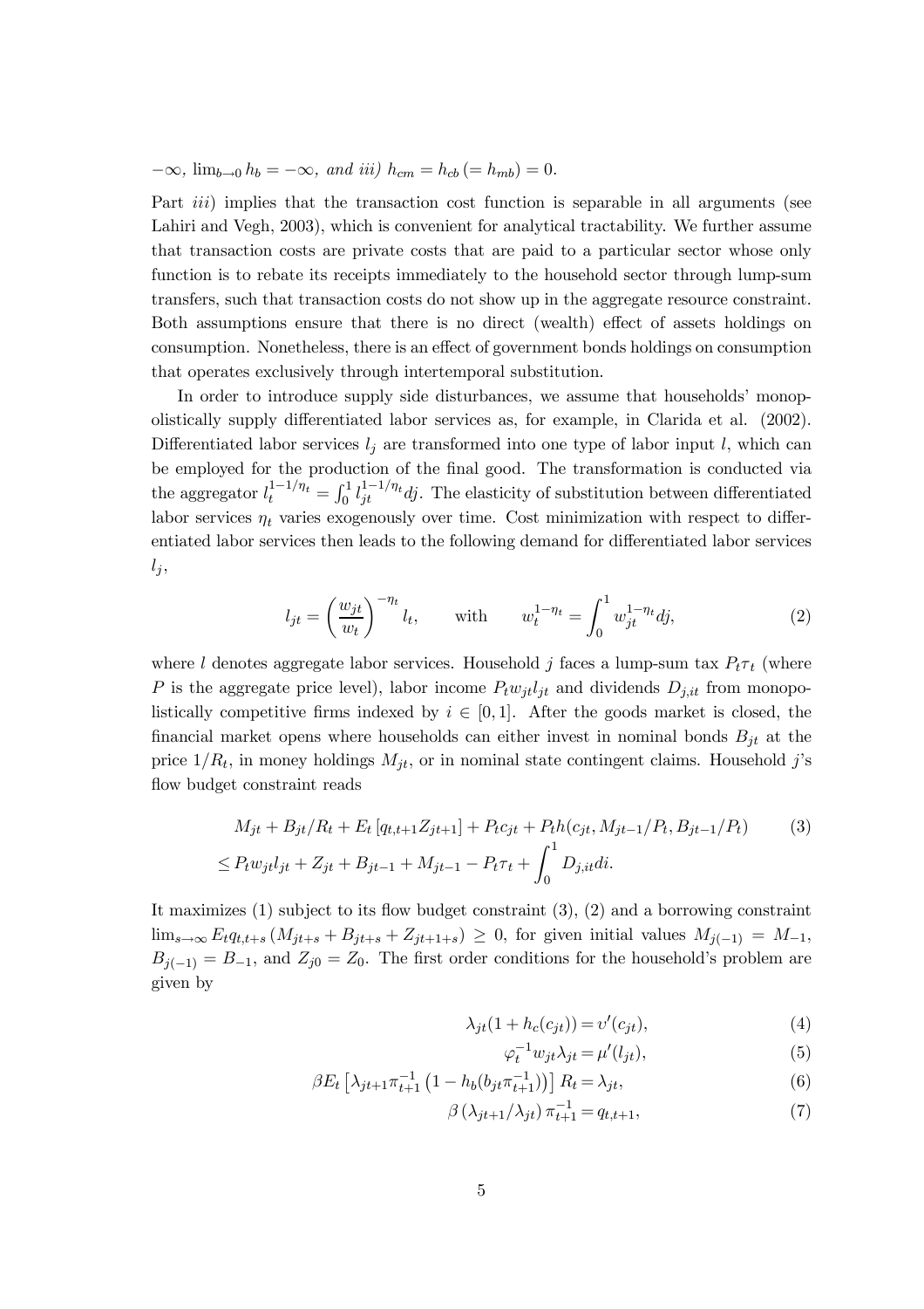$-\infty$, $\lim_{b \to 0} h_b = -\infty$, *and iii)* $h_{cm} = h_{cb} (= h_{mb}) = 0$.

Part *iii*) implies that the transaction cost function is separable in all arguments (see Lahiri and Vegh, 2003), which is convenient for analytical tractability. We further assume that transaction costs are private costs that are paid to a particular sector whose only function is to rebate its receipts immediately to the household sector through lump-sum transfers, such that transaction costs do not show up in the aggregate resource constraint. Both assumptions ensure that there is no direct (wealth) effect of assets holdings on consumption. Nonetheless, there is an effect of government bonds holdings on consumption that operates exclusively through intertemporal substitution.

In order to introduce supply side disturbances, we assume that households' monopolistically supply differentiated labor services as, for example, in Clarida et al. (2002). Differentiated labor services $l_j$ are transformed into one type of labor input $l$, which can be employed for the production of the final good. The transformation is conducted via the aggregator $l_t^{1-1/\eta_t} = \int_0^1 l_{jt}^{1-1/\eta_t} dj$. The elasticity of substitution between differentiated labor services $\eta_t$ varies exogenously over time. Cost minimization with respect to differentiated labor services then leads to the following demand for differentiated labor services $l_j$,

$$l_{jt} = \left( \frac{w_{jt}}{w_t} \right)^{-\eta_t} l_t, \qquad \text{with} \qquad w_t^{1-\eta_t} = \int_0^1 w_{jt}^{1-\eta_t} dj, \tag{2}$$

where $l$ denotes aggregate labor services. Household $j$ faces a lump-sum tax $P_t \tau_t$ (where $P$ is the aggregate price level), labor income $P_t w_{jt} l_{jt}$ and dividends $D_{j,it}$ from monopolistically competitive firms indexed by $i \in [0, 1]$. After the goods market is closed, the financial market opens where households can either invest in nominal bonds $B_{jt}$ at the price $1/R_t$, in money holdings $M_{jt}$, or in nominal state contingent claims. Household $j$'s flow budget constraint reads

$$\begin{aligned} & M_{jt} + B_{jt}/R_t + E_t \left[ q_{t,t+1} Z_{jt+1} \right] + P_t c_{jt} + P_t h(c_{jt}, M_{jt-1}/P_t, B_{jt-1}/P_t) \qquad (3) \\ & \leq P_t w_{jt} l_{jt} + Z_{jt} + B_{jt-1} + M_{jt-1} - P_t \tau_t + \int_0^1 D_{j,it} di. \end{aligned}$$

It maximizes (1) subject to its flow budget constraint (3), (2) and a borrowing constraint $\lim_{s \to \infty} E_t q_{t,t+s} (M_{jt+s} + B_{jt+s} + Z_{jt+1+s}) \geq 0$, for given initial values $M_{j(-1)} = M_{-1}$, $B_{j(-1)} = B_{-1}$, and $Z_{j0} = Z_0$. The first order conditions for the household's problem are given by

$$\lambda_{jt}(1 + h_c(c_{jt})) = \upsilon'(c_{jt}), \tag{4}$$

$$\varphi_t^{-1} w_{jt} \lambda_{jt} = \mu'(l_{jt}), \tag{5}$$

$$\beta E_t \left[ \lambda_{jt+1} \pi_{t+1}^{-1} \left( 1 - h_b(b_{jt} \pi_{t+1}^{-1}) \right) \right] R_t = \lambda_{jt}, \tag{6}$$

$$\beta \left( \lambda_{jt+1} / \lambda_{jt} \right) \pi_{t+1}^{-1} = q_{t,t+1}, \tag{7}$$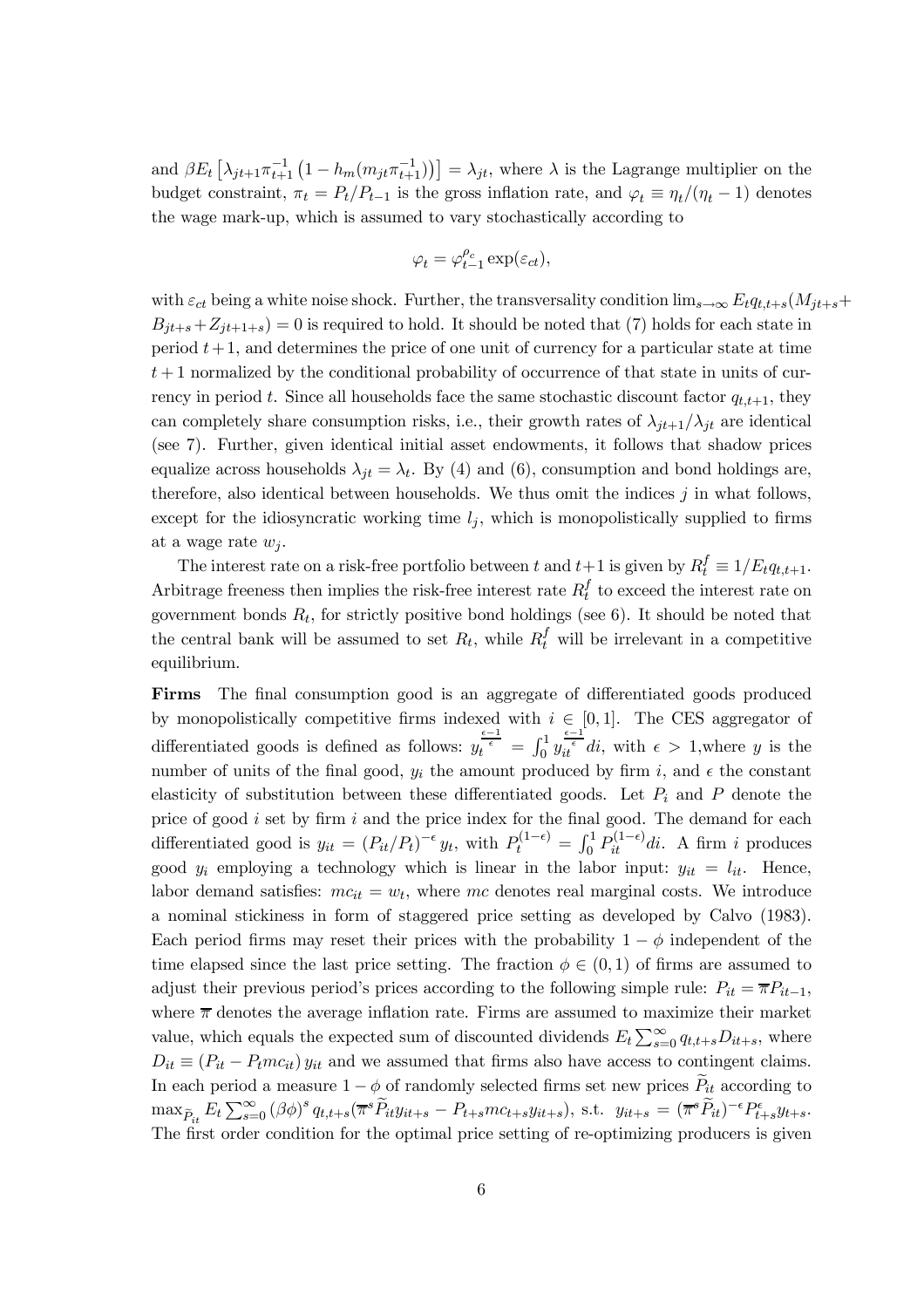and $\beta E_t \left[\lambda_{jt+1}\pi_{t+1}^{-1}\left(1 - h_m(m_{jt}\pi_{t+1}^{-1})\right)\right] = \lambda_{jt}$, where $\lambda$ is the Lagrange multiplier on the budget constraint, $\pi_t = P_t/P_{t-1}$ is the gross inflation rate, and $\varphi_t \equiv \eta_t/(\eta_t - 1)$ denotes the wage mark-up, which is assumed to vary stochastically according to

$$\varphi_t = \varphi_{t-1}^{\rho_c} \exp(\varepsilon_{ct}),$$

with $\varepsilon_{ct}$ being a white noise shock. Further, the transversality condition $\lim_{s\to\infty} E_t q_{t,t+s}(M_{jt+s} + B_{jt+s} + Z_{jt+1+s}) = 0$ is required to hold. It should be noted that (7) holds for each state in period $t+1$, and determines the price of one unit of currency for a particular state at time $t+1$ normalized by the conditional probability of occurrence of that state in units of currency in period $t$. Since all households face the same stochastic discount factor $q_{t,t+1}$, they can completely share consumption risks, i.e., their growth rates of $\lambda_{jt+1}/\lambda_{jt}$ are identical (see 7). Further, given identical initial asset endowments, it follows that shadow prices equalize across households $\lambda_{jt} = \lambda_t$. By (4) and (6), consumption and bond holdings are, therefore, also identical between households. We thus omit the indices $j$ in what follows, except for the idiosyncratic working time $l_j$, which is monopolistically supplied to firms at a wage rate $w_j$.

The interest rate on a risk-free portfolio between $t$ and $t+1$ is given by $R_t^f \equiv 1/E_t q_{t,t+1}$. Arbitrage freeness then implies the risk-free interest rate $R_t^f$ to exceed the interest rate on government bonds $R_t$, for strictly positive bond holdings (see 6). It should be noted that the central bank will be assumed to set $R_t$, while $R_t^f$ will be irrelevant in a competitive equilibrium.

**Firms** The final consumption good is an aggregate of differentiated goods produced by monopolistically competitive firms indexed with $i \in [0,1]$. The CES aggregator of differentiated goods is defined as follows: $y_t^{\frac{\epsilon-1}{\epsilon}} = \int_0^1 y_{it}^{\frac{\epsilon-1}{\epsilon}} di$, with $\epsilon > 1$,where $y$ is the number of units of the final good, $y_i$ the amount produced by firm $i$, and $\epsilon$ the constant elasticity of substitution between these differentiated goods. Let $P_i$ and $P$ denote the price of good $i$ set by firm $i$ and the price index for the final good. The demand for each differentiated good is $y_{it} = (P_{it}/P_t)^{-\epsilon} y_t$, with $P_t^{(1-\epsilon)} = \int_0^1 P_{it}^{(1-\epsilon)} di$. A firm $i$ produces good $y_i$ employing a technology which is linear in the labor input: $y_{it} = l_{it}$. Hence, labor demand satisfies: $mc_{it} = w_t$, where $mc$ denotes real marginal costs. We introduce a nominal stickiness in form of staggered price setting as developed by Calvo (1983). Each period firms may reset their prices with the probability $1-\phi$ independent of the time elapsed since the last price setting. The fraction $\phi \in (0,1)$ of firms are assumed to adjust their previous period's prices according to the following simple rule: $P_{it} = \overline{\pi} P_{it-1}$, where $\overline{\pi}$ denotes the average inflation rate. Firms are assumed to maximize their market value, which equals the expected sum of discounted dividends $E_t \sum_{s=0}^{\infty} q_{t,t+s} D_{it+s}$, where $D_{it} \equiv (P_{it} - P_t mc_{it}) y_{it}$ and we assumed that firms also have access to contingent claims. In each period a measure $1-\phi$ of randomly selected firms set new prices $\widetilde{P}_{it}$ according to $\max_{\widetilde{P}_{it}} E_t \sum_{s=0}^{\infty} (\beta\phi)^s q_{t,t+s}(\overline{\pi}^s \widetilde{P}_{it} y_{it+s} - P_{t+s} mc_{t+s} y_{it+s})$, s.t. $y_{it+s} = (\overline{\pi}^s \widetilde{P}_{it})^{-\epsilon} P_{t+s}^{\epsilon} y_{t+s}$. The first order condition for the optimal price setting of re-optimizing producers is given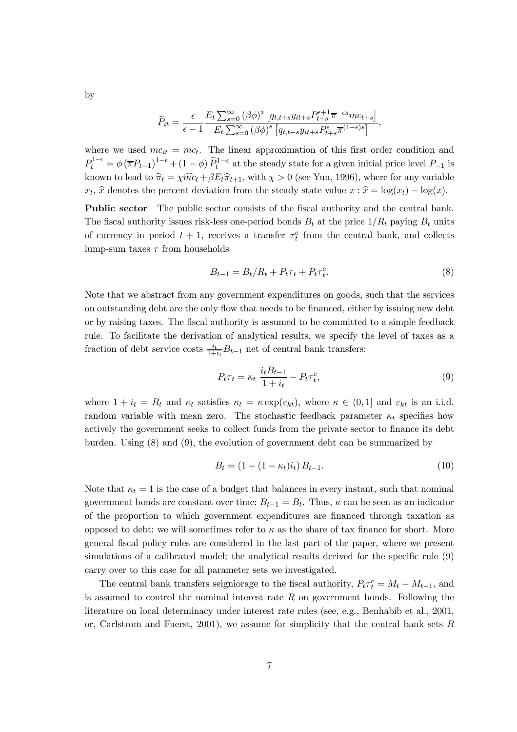by

$$\widetilde{P}_{it} = \frac{\epsilon}{\epsilon - 1} \frac{E_t \sum_{s=0}^{\infty} (\beta\phi)^s \left[q_{t,t+s} y_{it+s} P_{t+s}^{\epsilon+1} \overline{\pi}^{-\epsilon s} mc_{t+s}\right]}{E_t \sum_{s=0}^{\infty} (\beta\phi)^s \left[q_{t,t+s} y_{it+s} P_{t+s}^{\epsilon} \overline{\pi}^{(1-\epsilon)s}\right]},$$

where we used $mc_{it} = mc_t$. The linear approximation of this first order condition and $P_t^{1-\epsilon} = \phi \left(\overline{\pi} P_{t-1}\right)^{1-\epsilon} + (1 - \phi) \widetilde{P}_t^{1-\epsilon}$ at the steady state for a given initial price level $P_{-1}$ is known to lead to $\widehat{\pi}_t = \chi \widehat{mc}_t + \beta E_t \widehat{\pi}_{t+1}$, with $\chi > 0$ (see Yun, 1996), where for any variable $x_t$, $\widehat{x}$ denotes the percent deviation from the steady state value $x : \widehat{x} = \log(x_t) - \log(x)$.

**Public sector** The public sector consists of the fiscal authority and the central bank. The fiscal authority issues risk-less one-period bonds $B_t$ at the price $1/R_t$ paying $B_t$ units of currency in period $t+1$, receives a transfer $\tau_t^c$ from the central bank, and collects lump-sum taxes $\tau$ from households

$$B_{t-1} = B_t/R_t + P_t \tau_t + P_t \tau_t^c. \tag{8}$$

Note that we abstract from any government expenditures on goods, such that the services on outstanding debt are the only flow that needs to be financed, either by issuing new debt or by raising taxes. The fiscal authority is assumed to be committed to a simple feedback rule. To facilitate the derivation of analytical results, we specify the level of taxes as a fraction of debt service costs $\frac{i_t}{1+i_t} B_{t-1}$ net of central bank transfers:

$$P_t \tau_t = \kappa_t \, \frac{i_t B_{t-1}}{1 + i_t} - P_t \tau_t^c, \tag{9}$$

where $1 + i_t = R_t$ and $\kappa_t$ satisfies $\kappa_t = \kappa \exp(\varepsilon_{kt})$, where $\kappa \in (0, 1]$ and $\varepsilon_{kt}$ is an i.i.d. random variable with mean zero. The stochastic feedback parameter $\kappa_t$ specifies how actively the government seeks to collect funds from the private sector to finance its debt burden. Using (8) and (9), the evolution of government debt can be summarized by

$$B_t = \left(1 + (1 - \kappa_t) i_t\right) B_{t-1}. \tag{10}$$

Note that $\kappa_t = 1$ is the case of a budget that balances in every instant, such that nominal government bonds are constant over time: $B_{t-1} = B_t$. Thus, $\kappa$ can be seen as an indicator of the proportion to which government expenditures are financed through taxation as opposed to debt; we will sometimes refer to $\kappa$ as the share of tax finance for short. More general fiscal policy rules are considered in the last part of the paper, where we present simulations of a calibrated model; the analytical results derived for the specific rule (9) carry over to this case for all parameter sets we investigated.

The central bank transfers seigniorage to the fiscal authority, $P_t \tau_t^c = M_t - M_{t-1}$, and is assumed to control the nominal interest rate $R$ on government bonds. Following the literature on local determinacy under interest rate rules (see, e.g., Benhabib et al., 2001, or, Carlstrom and Fuerst, 2001), we assume for simplicity that the central bank sets $R$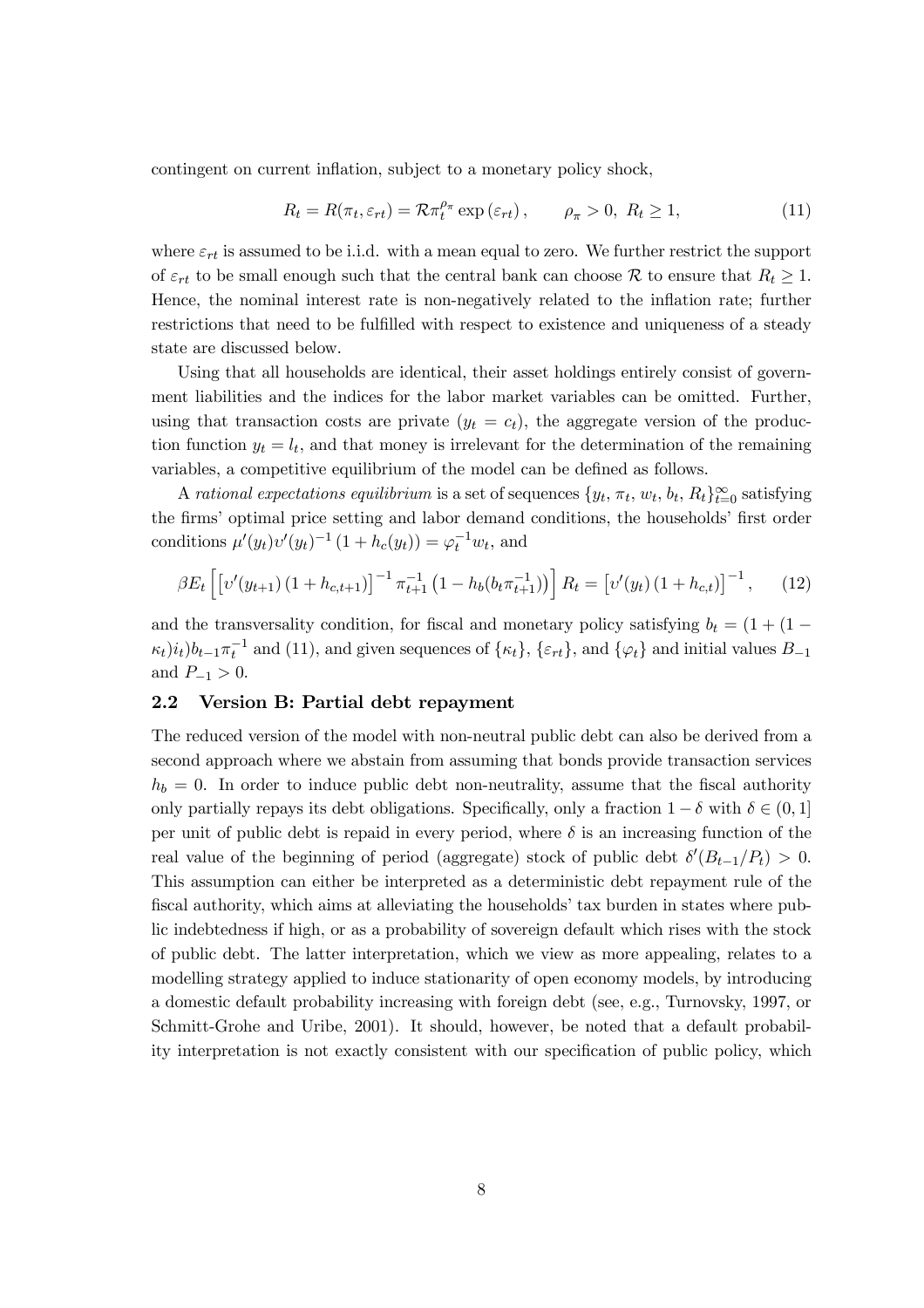contingent on current inflation, subject to a monetary policy shock,

$$R_t = R(\pi_t, \varepsilon_{rt}) = \mathcal{R}\pi_t^{\rho_\pi} \exp(\varepsilon_{rt}), \qquad \rho_\pi > 0, \; R_t \geq 1, \tag{11}$$

where $\varepsilon_{rt}$ is assumed to be i.i.d. with a mean equal to zero. We further restrict the support of $\varepsilon_{rt}$ to be small enough such that the central bank can choose $\mathcal{R}$ to ensure that $R_t \geq 1$. Hence, the nominal interest rate is non-negatively related to the inflation rate; further restrictions that need to be fulfilled with respect to existence and uniqueness of a steady state are discussed below.

Using that all households are identical, their asset holdings entirely consist of government liabilities and the indices for the labor market variables can be omitted. Further, using that transaction costs are private ($y_t = c_t$), the aggregate version of the production function $y_t = l_t$, and that money is irrelevant for the determination of the remaining variables, a competitive equilibrium of the model can be defined as follows.

A *rational expectations equilibrium* is a set of sequences $\{y_t, \pi_t, w_t, b_t, R_t\}_{t=0}^{\infty}$ satisfying the firms' optimal price setting and labor demand conditions, the households' first order conditions $\mu'(y_t)\upsilon'(y_t)^{-1}(1 + h_c(y_t)) = \varphi_t^{-1}w_t$, and

$$\beta E_t \left[ \left[\upsilon'(y_{t+1})(1 + h_{c,t+1})\right]^{-1} \pi_{t+1}^{-1} \left(1 - h_b(b_t\pi_{t+1}^{-1})\right)\right] R_t = \left[\upsilon'(y_t)(1 + h_{c,t})\right]^{-1}, \tag{12}$$

and the transversality condition, for fiscal and monetary policy satisfying $b_t = (1 + (1 - \kappa_t)i_t)b_{t-1}\pi_t^{-1}$ and (11), and given sequences of $\{\kappa_t\}$, $\{\varepsilon_{rt}\}$, and $\{\varphi_t\}$ and initial values $B_{-1}$ and $P_{-1} > 0$.

## 2.2 Version B: Partial debt repayment

The reduced version of the model with non-neutral public debt can also be derived from a second approach where we abstain from assuming that bonds provide transaction services $h_b = 0$. In order to induce public debt non-neutrality, assume that the fiscal authority only partially repays its debt obligations. Specifically, only a fraction $1 - \delta$ with $\delta \in (0, 1]$ per unit of public debt is repaid in every period, where $\delta$ is an increasing function of the real value of the beginning of period (aggregate) stock of public debt $\delta'(B_{t-1}/P_t) > 0$. This assumption can either be interpreted as a deterministic debt repayment rule of the fiscal authority, which aims at alleviating the households' tax burden in states where public indebtedness if high, or as a probability of sovereign default which rises with the stock of public debt. The latter interpretation, which we view as more appealing, relates to a modelling strategy applied to induce stationarity of open economy models, by introducing a domestic default probability increasing with foreign debt (see, e.g., Turnovsky, 1997, or Schmitt-Grohe and Uribe, 2001). It should, however, be noted that a default probability interpretation is not exactly consistent with our specification of public policy, which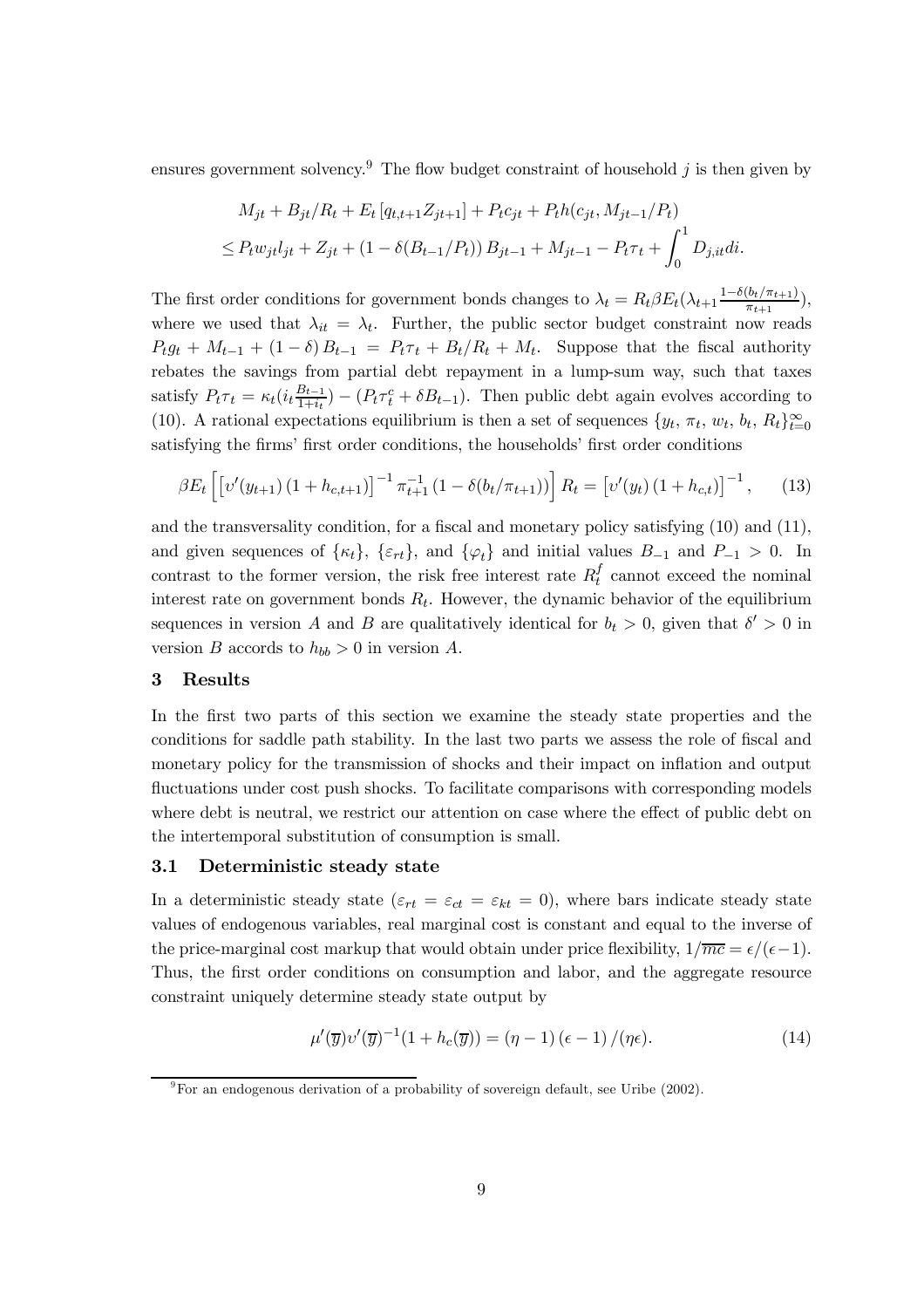ensures government solvency.[9] The flow budget constraint of household $j$ is then given by

$$M_{jt} + B_{jt}/R_t + E_t\left[q_{t,t+1}Z_{jt+1}\right] + P_t c_{jt} + P_t h(c_{jt}, M_{jt-1}/P_t)$$
$$\leq P_t w_{jt} l_{jt} + Z_{jt} + (1 - \delta(B_{t-1}/P_t))\, B_{jt-1} + M_{jt-1} - P_t \tau_t + \int_0^1 D_{j,it} di.$$

The first order conditions for government bonds changes to $\lambda_t = R_t \beta E_t(\lambda_{t+1} \frac{1-\delta(b_t/\pi_{t+1})}{\pi_{t+1}})$, where we used that $\lambda_{it} = \lambda_t$. Further, the public sector budget constraint now reads $P_t g_t + M_{t-1} + (1 - \delta)\, B_{t-1} = P_t \tau_t + B_t/R_t + M_t$. Suppose that the fiscal authority rebates the savings from partial debt repayment in a lump-sum way, such that taxes satisfy $P_t \tau_t = \kappa_t (i_t \frac{B_{t-1}}{1+i_t}) - (P_t \tau_t^c + \delta B_{t-1})$. Then public debt again evolves according to (10). A rational expectations equilibrium is then a set of sequences $\{y_t,\, \pi_t,\, w_t,\, b_t,\, R_t\}_{t=0}^{\infty}$ satisfying the firms' first order conditions, the households' first order conditions

$$\beta E_t \left[ \left[ \upsilon'(y_{t+1}) \left(1 + h_{c,t+1}\right) \right]^{-1} \pi_{t+1}^{-1} \left(1 - \delta(b_t/\pi_{t+1})\right) \right] R_t = \left[ \upsilon'(y_t) \left(1 + h_{c,t}\right) \right]^{-1}, \qquad (13)$$

and the transversality condition, for a fiscal and monetary policy satisfying (10) and (11), and given sequences of $\{\kappa_t\}$, $\{\varepsilon_{rt}\}$, and $\{\varphi_t\}$ and initial values $B_{-1}$ and $P_{-1} > 0$. In contrast to the former version, the risk free interest rate $R_t^f$ cannot exceed the nominal interest rate on government bonds $R_t$. However, the dynamic behavior of the equilibrium sequences in version $A$ and $B$ are qualitatively identical for $b_t > 0$, given that $\delta' > 0$ in version $B$ accords to $h_{bb} > 0$ in version $A$.

## 3 Results

In the first two parts of this section we examine the steady state properties and the conditions for saddle path stability. In the last two parts we assess the role of fiscal and monetary policy for the transmission of shocks and their impact on inflation and output fluctuations under cost push shocks. To facilitate comparisons with corresponding models where debt is neutral, we restrict our attention on case where the effect of public debt on the intertemporal substitution of consumption is small.

### 3.1 Deterministic steady state

In a deterministic steady state ($\varepsilon_{rt} = \varepsilon_{ct} = \varepsilon_{kt} = 0$), where bars indicate steady state values of endogenous variables, real marginal cost is constant and equal to the inverse of the price-marginal cost markup that would obtain under price flexibility, $1/\overline{mc} = \epsilon/(\epsilon - 1)$. Thus, the first order conditions on consumption and labor, and the aggregate resource constraint uniquely determine steady state output by

$$\mu'(\overline{y})\upsilon'(\overline{y})^{-1}(1 + h_c(\overline{y})) = (\eta - 1)\left(\epsilon - 1\right)/(\eta\epsilon). \qquad (14)$$

[9] For an endogenous derivation of a probability of sovereign default, see Uribe (2002).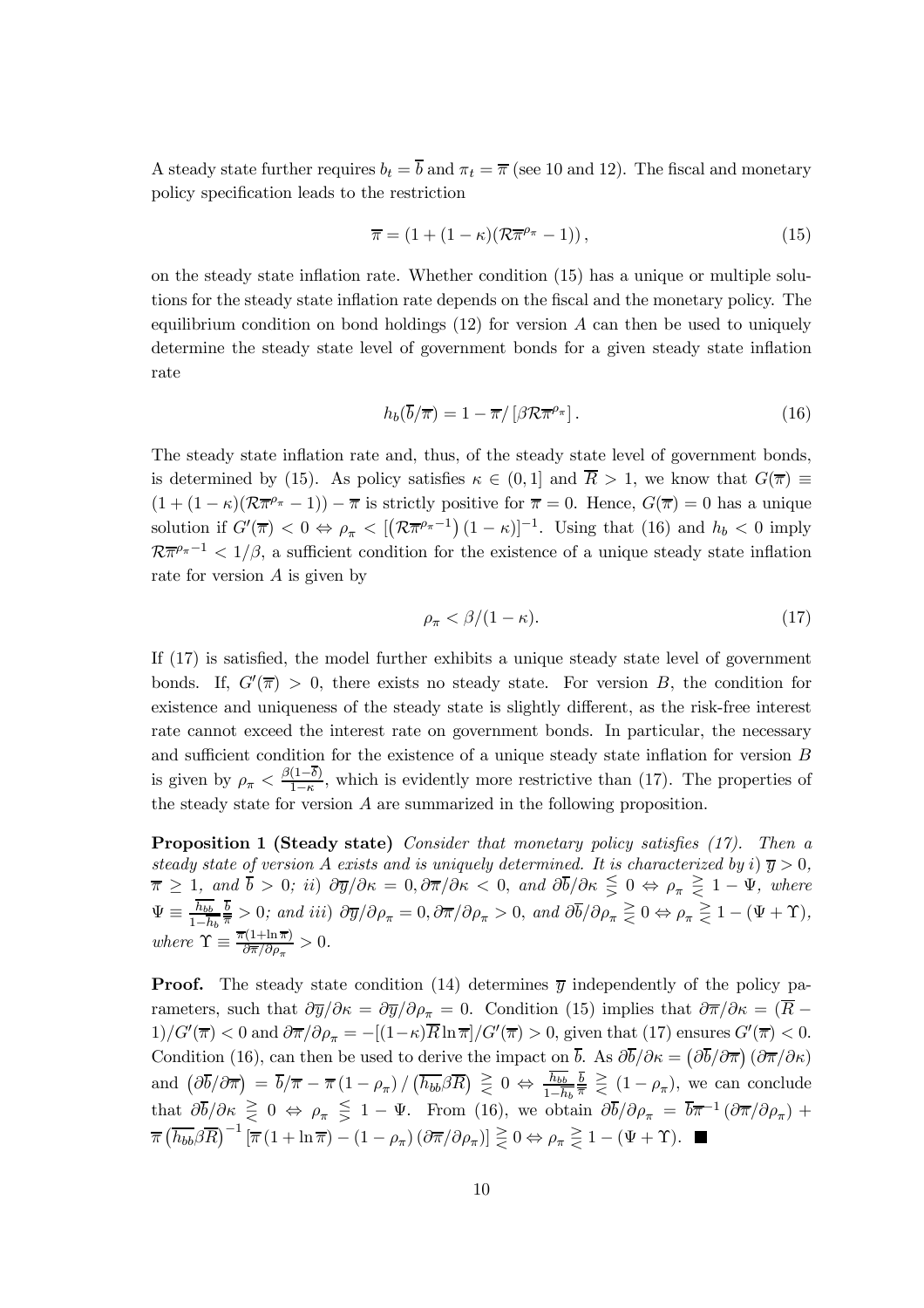A steady state further requires $b_t = \overline{b}$ and $\pi_t = \overline{\pi}$ (see 10 and 12). The fiscal and monetary policy specification leads to the restriction

$$\overline{\pi} = (1 + (1-\kappa)(\mathcal{R}\overline{\pi}^{\rho_\pi} - 1)), \tag{15}$$

on the steady state inflation rate. Whether condition (15) has a unique or multiple solutions for the steady state inflation rate depends on the fiscal and the monetary policy. The equilibrium condition on bond holdings (12) for version $A$ can then be used to uniquely determine the steady state level of government bonds for a given steady state inflation rate

$$h_b(\overline{b}/\overline{\pi}) = 1 - \overline{\pi}/\left[\beta\mathcal{R}\overline{\pi}^{\rho_\pi}\right]. \tag{16}$$

The steady state inflation rate and, thus, of the steady state level of government bonds, is determined by (15). As policy satisfies $\kappa \in (0,1]$ and $\overline{R} > 1$, we know that $G(\overline{\pi}) \equiv (1 + (1-\kappa)(\mathcal{R}\overline{\pi}^{\rho_\pi} - 1)) - \overline{\pi}$ is strictly positive for $\overline{\pi} = 0$. Hence, $G(\overline{\pi}) = 0$ has a unique solution if $G'(\overline{\pi}) < 0 \Leftrightarrow \rho_\pi < [\left(\mathcal{R}\overline{\pi}^{\rho_\pi - 1}\right)(1-\kappa)]^{-1}$. Using that (16) and $h_b < 0$ imply $\mathcal{R}\overline{\pi}^{\rho_\pi - 1} < 1/\beta$, a sufficient condition for the existence of a unique steady state inflation rate for version $A$ is given by

$$\rho_\pi < \beta/(1-\kappa). \tag{17}$$

If (17) is satisfied, the model further exhibits a unique steady state level of government bonds. If, $G'(\overline{\pi}) > 0$, there exists no steady state. For version $B$, the condition for existence and uniqueness of the steady state is slightly different, as the risk-free interest rate cannot exceed the interest rate on government bonds. In particular, the necessary and sufficient condition for the existence of a unique steady state inflation for version $B$ is given by $\rho_\pi < \frac{\beta(1-\overline{\delta})}{1-\kappa}$, which is evidently more restrictive than (17). The properties of the steady state for version $A$ are summarized in the following proposition.

**Proposition 1 (Steady state)** *Consider that monetary policy satisfies (17). Then a steady state of version A exists and is uniquely determined. It is characterized by i)* $\overline{y} > 0$, $\overline{\pi} \geq 1$, *and* $\overline{b} > 0$; *ii)* $\partial\overline{y}/\partial\kappa = 0, \partial\overline{\pi}/\partial\kappa < 0$, *and* $\partial\overline{b}/\partial\kappa \lesseqgtr 0 \Leftrightarrow \rho_\pi \gtreqless 1 - \Psi$, *where* $\Psi \equiv \frac{\overline{h_{bb}}}{1-\overline{h}_b}\frac{\overline{b}}{\overline{\pi}} > 0$; *and iii)* $\partial\overline{y}/\partial\rho_\pi = 0, \partial\overline{\pi}/\partial\rho_\pi > 0$, *and* $\partial\overline{b}/\partial\rho_\pi \gtreqless 0 \Leftrightarrow \rho_\pi \gtreqless 1 - (\Psi + \Upsilon)$, *where* $\Upsilon \equiv \frac{\overline{\pi}(1+\ln\overline{\pi})}{\partial\overline{\pi}/\partial\rho_\pi} > 0$.

**Proof.** The steady state condition (14) determines $\overline{y}$ independently of the policy parameters, such that $\partial\overline{y}/\partial\kappa = \partial\overline{y}/\partial\rho_\pi = 0$. Condition (15) implies that $\partial\overline{\pi}/\partial\kappa = (\overline{R} - 1)/G'(\overline{\pi}) < 0$ and $\partial\overline{\pi}/\partial\rho_\pi = -[(1-\kappa)\overline{R}\ln\overline{\pi}]/G'(\overline{\pi}) > 0$, given that (17) ensures $G'(\overline{\pi}) < 0$. Condition (16), can then be used to derive the impact on $\overline{b}$. As $\partial\overline{b}/\partial\kappa = \left(\partial\overline{b}/\partial\overline{\pi}\right)\left(\partial\overline{\pi}/\partial\kappa\right)$ and $\left(\partial\overline{b}/\partial\overline{\pi}\right) = \overline{b}/\overline{\pi} - \overline{\pi}\left(1-\rho_\pi\right)/\left(\overline{h_{bb}}\beta\overline{R}\right) \gtreqless 0 \Leftrightarrow \frac{\overline{h_{bb}}}{1-\overline{h}_b}\frac{\overline{b}}{\overline{\pi}} \gtreqless (1-\rho_\pi)$, we can conclude that $\partial\overline{b}/\partial\kappa \gtreqless 0 \Leftrightarrow \rho_\pi \lesseqgtr 1 - \Psi$. From (16), we obtain $\partial\overline{b}/\partial\rho_\pi = \overline{b}\overline{\pi}^{-1}\left(\partial\overline{\pi}/\partial\rho_\pi\right) + \overline{\pi}\left(\overline{h_{bb}}\beta\overline{R}\right)^{-1}\left[\overline{\pi}\left(1+\ln\overline{\pi}\right) - \left(1-\rho_\pi\right)\left(\partial\overline{\pi}/\partial\rho_\pi\right)\right] \gtreqless 0 \Leftrightarrow \rho_\pi \gtreqless 1 - (\Psi + \Upsilon)$. ■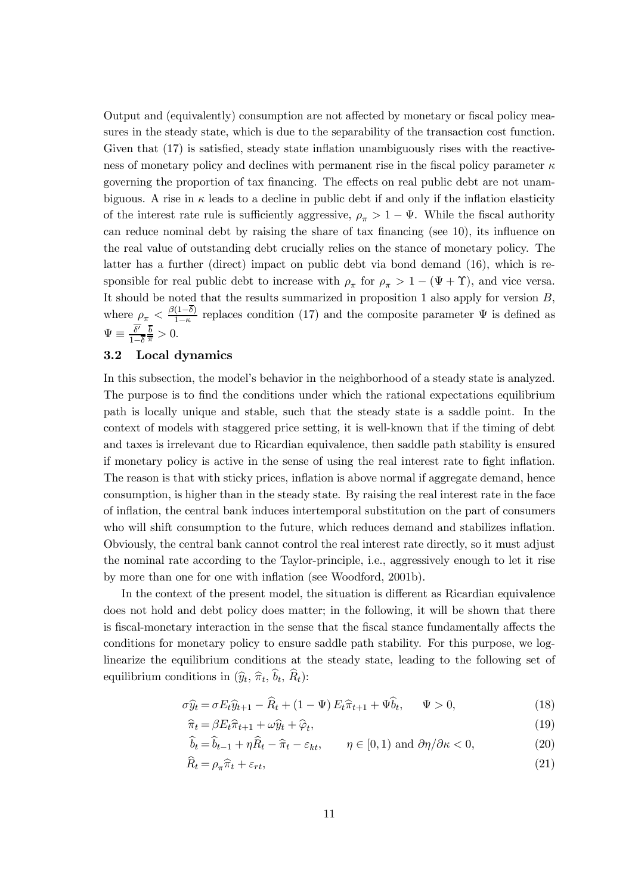Output and (equivalently) consumption are not affected by monetary or fiscal policy measures in the steady state, which is due to the separability of the transaction cost function. Given that (17) is satisfied, steady state inflation unambiguously rises with the reactiveness of monetary policy and declines with permanent rise in the fiscal policy parameter $\kappa$ governing the proportion of tax financing. The effects on real public debt are not unambiguous. A rise in $\kappa$ leads to a decline in public debt if and only if the inflation elasticity of the interest rate rule is sufficiently aggressive, $\rho_\pi > 1 - \Psi$. While the fiscal authority can reduce nominal debt by raising the share of tax financing (see 10), its influence on the real value of outstanding debt crucially relies on the stance of monetary policy. The latter has a further (direct) impact on public debt via bond demand (16), which is responsible for real public debt to increase with $\rho_\pi$ for $\rho_\pi > 1 - (\Psi + \Upsilon)$, and vice versa. It should be noted that the results summarized in proposition 1 also apply for version $B$, where $\rho_\pi < \frac{\beta(1-\overline{\delta})}{1-\kappa}$ replaces condition (17) and the composite parameter $\Psi$ is defined as $\Psi \equiv \frac{\overline{\delta}'}{1-\overline{\delta}} \frac{\overline{b}}{\overline{\pi}} > 0$.

### 3.2 Local dynamics

In this subsection, the model's behavior in the neighborhood of a steady state is analyzed. The purpose is to find the conditions under which the rational expectations equilibrium path is locally unique and stable, such that the steady state is a saddle point. In the context of models with staggered price setting, it is well-known that if the timing of debt and taxes is irrelevant due to Ricardian equivalence, then saddle path stability is ensured if monetary policy is active in the sense of using the real interest rate to fight inflation. The reason is that with sticky prices, inflation is above normal if aggregate demand, hence consumption, is higher than in the steady state. By raising the real interest rate in the face of inflation, the central bank induces intertemporal substitution on the part of consumers who will shift consumption to the future, which reduces demand and stabilizes inflation. Obviously, the central bank cannot control the real interest rate directly, so it must adjust the nominal rate according to the Taylor-principle, i.e., aggressively enough to let it rise by more than one for one with inflation (see Woodford, 2001b).

In the context of the present model, the situation is different as Ricardian equivalence does not hold and debt policy does matter; in the following, it will be shown that there is fiscal-monetary interaction in the sense that the fiscal stance fundamentally affects the conditions for monetary policy to ensure saddle path stability. For this purpose, we log-linearize the equilibrium conditions at the steady state, leading to the following set of equilibrium conditions in ($\widehat{y}_t$, $\widehat{\pi}_t$, $\widehat{b}_t$, $\widehat{R}_t$):

$$\sigma\widehat{y}_t = \sigma E_t\widehat{y}_{t+1} - \widehat{R}_t + (1-\Psi)\, E_t\widehat{\pi}_{t+1} + \Psi\widehat{b}_t, \qquad \Psi > 0, \tag{18}$$

$$\widehat{\pi}_t = \beta E_t\widehat{\pi}_{t+1} + \omega\widehat{y}_t + \widehat{\varphi}_t, \tag{19}$$

$$\widehat{b}_t = \widehat{b}_{t-1} + \eta\widehat{R}_t - \widehat{\pi}_t - \varepsilon_{kt}, \qquad \eta \in [0,1) \text{ and } \partial\eta/\partial\kappa < 0, \tag{20}$$

$$\widehat{R}_t = \rho_\pi\widehat{\pi}_t + \varepsilon_{rt}, \tag{21}$$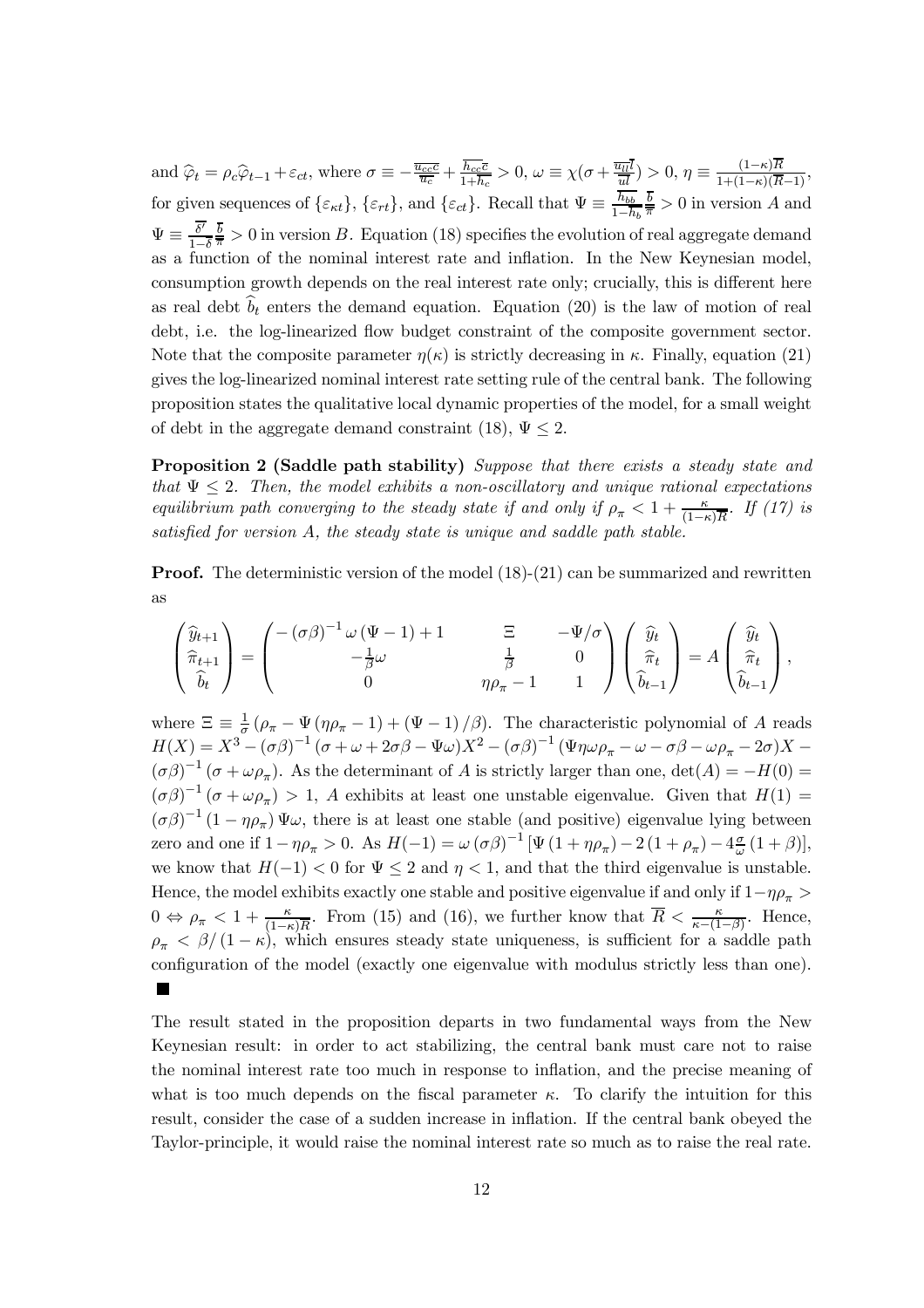and $\widehat{\varphi}_t = \rho_c \widehat{\varphi}_{t-1} + \varepsilon_{ct}$, where $\sigma \equiv -\frac{\overline{u_{cc}c}}{\overline{u_c}} + \frac{\overline{h_{cc}c}}{1+\overline{h_c}} > 0$, $\omega \equiv \chi(\sigma + \frac{\overline{u_{ll}l}}{\overline{ul}}) > 0$, $\eta \equiv \frac{(1-\kappa)\overline{R}}{1+(1-\kappa)(\overline{R}-1)}$, for given sequences of $\{\varepsilon_{\kappa t}\}$, $\{\varepsilon_{rt}\}$, and $\{\varepsilon_{ct}\}$. Recall that $\Psi \equiv \frac{\overline{h_{bb}}}{1-\overline{h_b}} \frac{\overline{b}}{\overline{\pi}} > 0$ in version $A$ and $\Psi \equiv \frac{\overline{\delta'}}{1-\overline{\delta}} \frac{\overline{b}}{\overline{\pi}} > 0$ in version $B$. Equation (18) specifies the evolution of real aggregate demand as a function of the nominal interest rate and inflation. In the New Keynesian model, consumption growth depends on the real interest rate only; crucially, this is different here as real debt $\widehat{b}_t$ enters the demand equation. Equation (20) is the law of motion of real debt, i.e. the log-linearized flow budget constraint of the composite government sector. Note that the composite parameter $\eta(\kappa)$ is strictly decreasing in $\kappa$. Finally, equation (21) gives the log-linearized nominal interest rate setting rule of the central bank. The following proposition states the qualitative local dynamic properties of the model, for a small weight of debt in the aggregate demand constraint (18), $\Psi \leq 2$.

**Proposition 2 (Saddle path stability)** *Suppose that there exists a steady state and that $\Psi \leq 2$. Then, the model exhibits a non-oscillatory and unique rational expectations equilibrium path converging to the steady state if and only if $\rho_\pi < 1 + \frac{\kappa}{(1-\kappa)\overline{R}}$. If (17) is satisfied for version A, the steady state is unique and saddle path stable.*

**Proof.** The deterministic version of the model (18)-(21) can be summarized and rewritten as

$$\begin{pmatrix} \widehat{y}_{t+1} \\ \widehat{\pi}_{t+1} \\ \widehat{b}_t \end{pmatrix} = \begin{pmatrix} -(\sigma\beta)^{-1}\omega(\Psi - 1) + 1 & \Xi & -\Psi/\sigma \\ -\frac{1}{\beta}\omega & \frac{1}{\beta} & 0 \\ 0 & \eta\rho_\pi - 1 & 1 \end{pmatrix} \begin{pmatrix} \widehat{y}_t \\ \widehat{\pi}_t \\ \widehat{b}_{t-1} \end{pmatrix} = A \begin{pmatrix} \widehat{y}_t \\ \widehat{\pi}_t \\ \widehat{b}_{t-1} \end{pmatrix},$$

where $\Xi \equiv \frac{1}{\sigma}(\rho_\pi - \Psi(\eta\rho_\pi - 1) + (\Psi - 1)/\beta)$. The characteristic polynomial of $A$ reads $H(X) = X^3 - (\sigma\beta)^{-1}(\sigma + \omega + 2\sigma\beta - \Psi\omega)X^2 - (\sigma\beta)^{-1}(\Psi\eta\omega\rho_\pi - \omega - \sigma\beta - \omega\rho_\pi - 2\sigma)X - (\sigma\beta)^{-1}(\sigma + \omega\rho_\pi)$. As the determinant of $A$ is strictly larger than one, $\det(A) = -H(0) = (\sigma\beta)^{-1}(\sigma + \omega\rho_\pi) > 1$, $A$ exhibits at least one unstable eigenvalue. Given that $H(1) = (\sigma\beta)^{-1}(1 - \eta\rho_\pi)\Psi\omega$, there is at least one stable (and positive) eigenvalue lying between zero and one if $1 - \eta\rho_\pi > 0$. As $H(-1) = \omega(\sigma\beta)^{-1}[\Psi(1 + \eta\rho_\pi) - 2(1 + \rho_\pi) - 4\frac{\sigma}{\omega}(1 + \beta)]$, we know that $H(-1) < 0$ for $\Psi \leq 2$ and $\eta < 1$, and that the third eigenvalue is unstable. Hence, the model exhibits exactly one stable and positive eigenvalue if and only if $1 - \eta\rho_\pi > 0 \Leftrightarrow \rho_\pi < 1 + \frac{\kappa}{(1-\kappa)\overline{R}}$. From (15) and (16), we further know that $\overline{R} < \frac{\kappa}{\kappa - (1-\beta)}$. Hence, $\rho_\pi < \beta/(1-\kappa)$, which ensures steady state uniqueness, is sufficient for a saddle path configuration of the model (exactly one eigenvalue with modulus strictly less than one). ■

The result stated in the proposition departs in two fundamental ways from the New Keynesian result: in order to act stabilizing, the central bank must care not to raise the nominal interest rate too much in response to inflation, and the precise meaning of what is too much depends on the fiscal parameter $\kappa$. To clarify the intuition for this result, consider the case of a sudden increase in inflation. If the central bank obeyed the Taylor-principle, it would raise the nominal interest rate so much as to raise the real rate.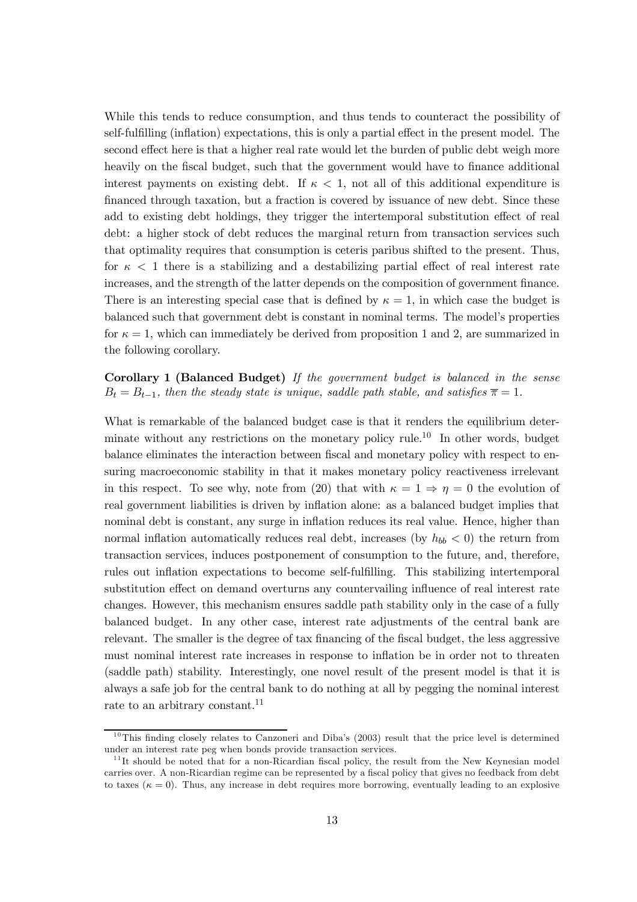While this tends to reduce consumption, and thus tends to counteract the possibility of self-fulfilling (inflation) expectations, this is only a partial effect in the present model. The second effect here is that a higher real rate would let the burden of public debt weigh more heavily on the fiscal budget, such that the government would have to finance additional interest payments on existing debt. If $\kappa < 1$, not all of this additional expenditure is financed through taxation, but a fraction is covered by issuance of new debt. Since these add to existing debt holdings, they trigger the intertemporal substitution effect of real debt: a higher stock of debt reduces the marginal return from transaction services such that optimality requires that consumption is ceteris paribus shifted to the present. Thus, for $\kappa < 1$ there is a stabilizing and a destabilizing partial effect of real interest rate increases, and the strength of the latter depends on the composition of government finance. There is an interesting special case that is defined by $\kappa = 1$, in which case the budget is balanced such that government debt is constant in nominal terms. The model's properties for $\kappa = 1$, which can immediately be derived from proposition 1 and 2, are summarized in the following corollary.

**Corollary 1 (Balanced Budget)** *If the government budget is balanced in the sense* $B_t = B_{t-1}$*, then the steady state is unique, saddle path stable, and satisfies* $\overline{\pi} = 1$.

What is remarkable of the balanced budget case is that it renders the equilibrium determinate without any restrictions on the monetary policy rule.[10] In other words, budget balance eliminates the interaction between fiscal and monetary policy with respect to ensuring macroeconomic stability in that it makes monetary policy reactiveness irrelevant in this respect. To see why, note from (20) that with $\kappa = 1 \Rightarrow \eta = 0$ the evolution of real government liabilities is driven by inflation alone: as a balanced budget implies that nominal debt is constant, any surge in inflation reduces its real value. Hence, higher than normal inflation automatically reduces real debt, increases (by $h_{bb} < 0$) the return from transaction services, induces postponement of consumption to the future, and, therefore, rules out inflation expectations to become self-fulfilling. This stabilizing intertemporal substitution effect on demand overturns any countervailing influence of real interest rate changes. However, this mechanism ensures saddle path stability only in the case of a fully balanced budget. In any other case, interest rate adjustments of the central bank are relevant. The smaller is the degree of tax financing of the fiscal budget, the less aggressive must nominal interest rate increases in response to inflation be in order not to threaten (saddle path) stability. Interestingly, one novel result of the present model is that it is always a safe job for the central bank to do nothing at all by pegging the nominal interest rate to an arbitrary constant.[11]

---

[10] This finding closely relates to Canzoneri and Diba's (2003) result that the price level is determined under an interest rate peg when bonds provide transaction services.

[11] It should be noted that for a non-Ricardian fiscal policy, the result from the New Keynesian model carries over. A non-Ricardian regime can be represented by a fiscal policy that gives no feedback from debt to taxes ($\kappa = 0$). Thus, any increase in debt requires more borrowing, eventually leading to an explosive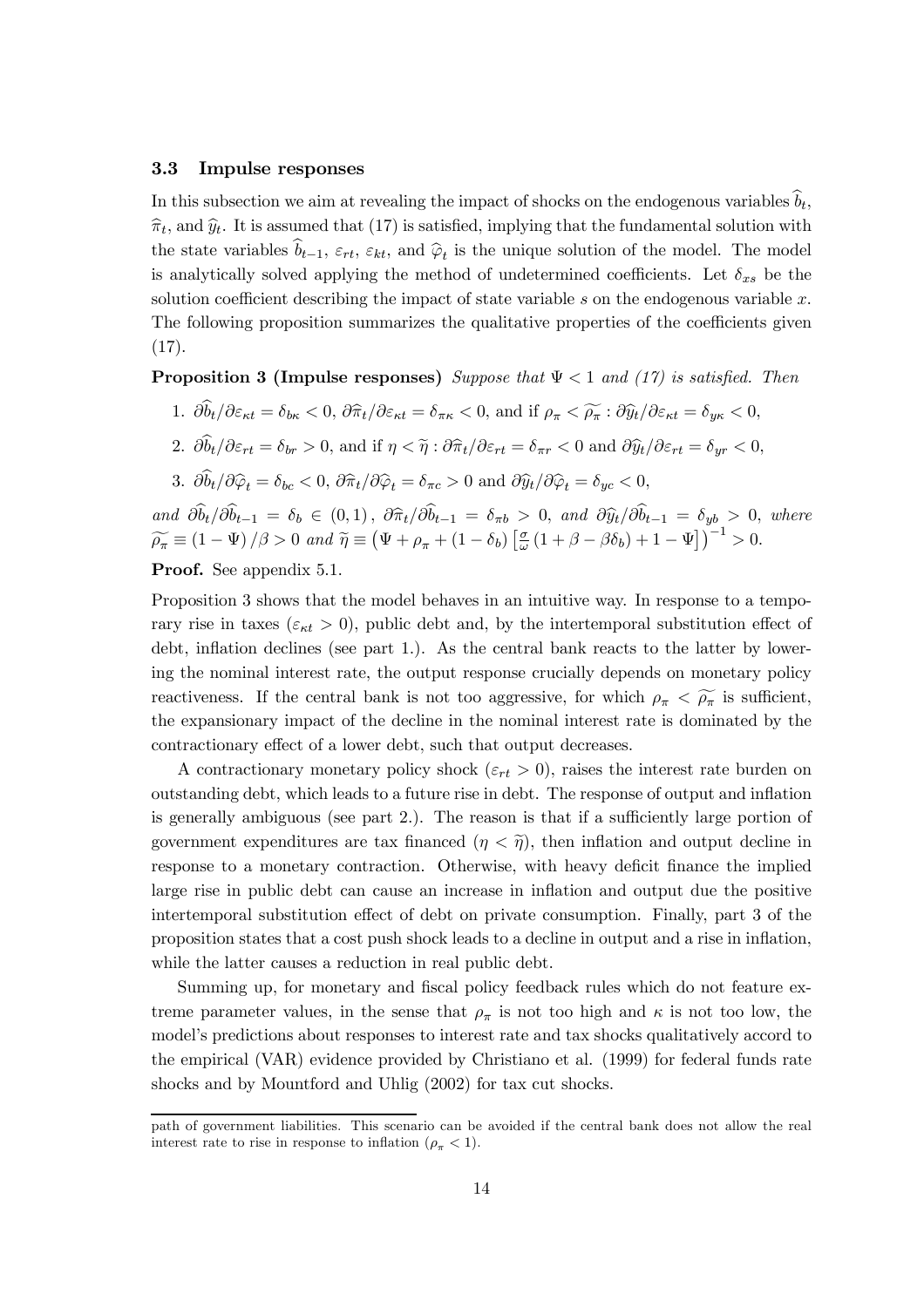### 3.3 Impulse responses

In this subsection we aim at revealing the impact of shocks on the endogenous variables $\widehat{b}_t$, $\widehat{\pi}_t$, and $\widehat{y}_t$. It is assumed that (17) is satisfied, implying that the fundamental solution with the state variables $\widehat{b}_{t-1}$, $\varepsilon_{rt}$, $\varepsilon_{kt}$, and $\widehat{\varphi}_t$ is the unique solution of the model. The model is analytically solved applying the method of undetermined coefficients. Let $\delta_{xs}$ be the solution coefficient describing the impact of state variable $s$ on the endogenous variable $x$. The following proposition summarizes the qualitative properties of the coefficients given (17).

**Proposition 3 (Impulse responses)** *Suppose that $\Psi < 1$ and (17) is satisfied. Then*

1. $\partial\widehat{b}_t/\partial\varepsilon_{\kappa t} = \delta_{b\kappa} < 0$, $\partial\widehat{\pi}_t/\partial\varepsilon_{\kappa t} = \delta_{\pi\kappa} < 0$, and if $\rho_\pi < \widetilde{\rho_\pi} : \partial\widehat{y}_t/\partial\varepsilon_{\kappa t} = \delta_{y\kappa} < 0$,
2. $\partial\widehat{b}_t/\partial\varepsilon_{rt} = \delta_{br} > 0$, and if $\eta < \widetilde{\eta} : \partial\widehat{\pi}_t/\partial\varepsilon_{rt} = \delta_{\pi r} < 0$ and $\partial\widehat{y}_t/\partial\varepsilon_{rt} = \delta_{yr} < 0$,
3. $\partial\widehat{b}_t/\partial\widehat{\varphi}_t = \delta_{bc} < 0$, $\partial\widehat{\pi}_t/\partial\widehat{\varphi}_t = \delta_{\pi c} > 0$ and $\partial\widehat{y}_t/\partial\widehat{\varphi}_t = \delta_{yc} < 0$,

*and* $\partial\widehat{b}_t/\partial\widehat{b}_{t-1} = \delta_b \in (0,1)$, $\partial\widehat{\pi}_t/\partial\widehat{b}_{t-1} = \delta_{\pi b} > 0$, *and* $\partial\widehat{y}_t/\partial\widehat{b}_{t-1} = \delta_{yb} > 0$, *where* $\widetilde{\rho_\pi} \equiv (1-\Psi)/\beta > 0$ *and* $\widetilde{\eta} \equiv \left(\Psi + \rho_\pi + (1-\delta_b)\left[\frac{\sigma}{\omega}(1+\beta-\beta\delta_b) + 1 - \Psi\right]\right)^{-1} > 0$.

**Proof.** See appendix 5.1.

Proposition 3 shows that the model behaves in an intuitive way. In response to a temporary rise in taxes ($\varepsilon_{\kappa t} > 0$), public debt and, by the intertemporal substitution effect of debt, inflation declines (see part 1.). As the central bank reacts to the latter by lowering the nominal interest rate, the output response crucially depends on monetary policy reactiveness. If the central bank is not too aggressive, for which $\rho_\pi < \widetilde{\rho_\pi}$ is sufficient, the expansionary impact of the decline in the nominal interest rate is dominated by the contractionary effect of a lower debt, such that output decreases.

A contractionary monetary policy shock ($\varepsilon_{rt} > 0$), raises the interest rate burden on outstanding debt, which leads to a future rise in debt. The response of output and inflation is generally ambiguous (see part 2.). The reason is that if a sufficiently large portion of government expenditures are tax financed ($\eta < \widetilde{\eta}$), then inflation and output decline in response to a monetary contraction. Otherwise, with heavy deficit finance the implied large rise in public debt can cause an increase in inflation and output due the positive intertemporal substitution effect of debt on private consumption. Finally, part 3 of the proposition states that a cost push shock leads to a decline in output and a rise in inflation, while the latter causes a reduction in real public debt.

Summing up, for monetary and fiscal policy feedback rules which do not feature extreme parameter values, in the sense that $\rho_\pi$ is not too high and $\kappa$ is not too low, the model's predictions about responses to interest rate and tax shocks qualitatively accord to the empirical (VAR) evidence provided by Christiano et al. (1999) for federal funds rate shocks and by Mountford and Uhlig (2002) for tax cut shocks.

path of government liabilities. This scenario can be avoided if the central bank does not allow the real interest rate to rise in response to inflation ($\rho_\pi < 1$).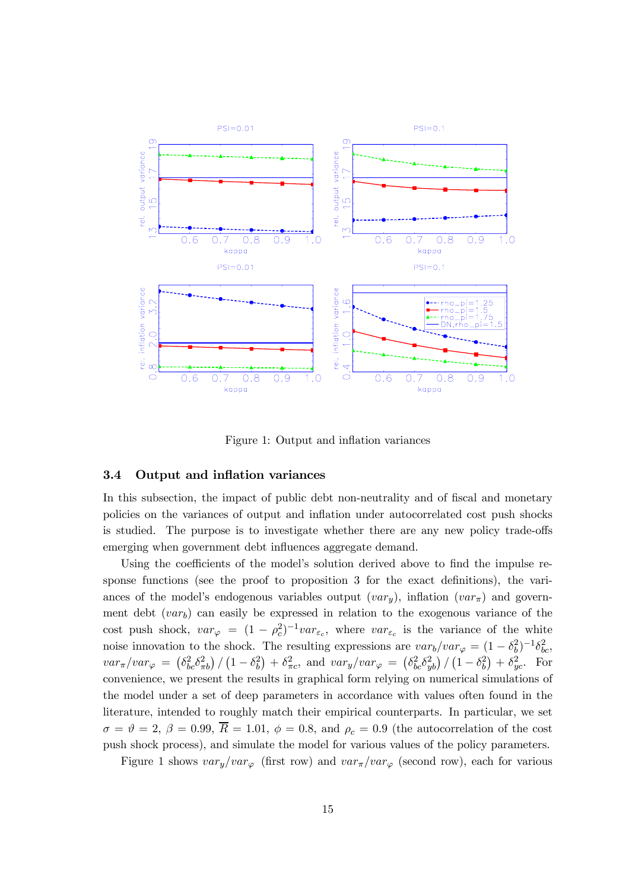Figure 1: Output and inflation variances

### 3.4 Output and inflation variances

In this subsection, the impact of public debt non-neutrality and of fiscal and monetary policies on the variances of output and inflation under autocorrelated cost push shocks is studied. The purpose is to investigate whether there are any new policy trade-offs emerging when government debt influences aggregate demand.

Using the coefficients of the model's solution derived above to find the impulse response functions (see the proof to proposition 3 for the exact definitions), the variances of the model's endogenous variables output ($var_y$), inflation ($var_\pi$) and government debt ($var_b$) can easily be expressed in relation to the exogenous variance of the cost push shock, $var_\varphi = (1-\rho_c^2)^{-1} var_{\varepsilon_c}$, where $var_{\varepsilon_c}$ is the variance of the white noise innovation to the shock. The resulting expressions are $var_b/var_\varphi = (1-\delta_b^2)^{-1}\delta_{bc}^2$, $var_\pi/var_\varphi = \left(\delta_{bc}^2 \delta_{\pi b}^2\right)/\left(1-\delta_b^2\right) + \delta_{\pi c}^2$, and $var_y/var_\varphi = \left(\delta_{bc}^2 \delta_{yb}^2\right)/\left(1-\delta_b^2\right) + \delta_{yc}^2$. For convenience, we present the results in graphical form relying on numerical simulations of the model under a set of deep parameters in accordance with values often found in the literature, intended to roughly match their empirical counterparts. In particular, we set $\sigma = \vartheta = 2$, $\beta = 0.99$, $\overline{R} = 1.01$, $\phi = 0.8$, and $\rho_c = 0.9$ (the autocorrelation of the cost push shock process), and simulate the model for various values of the policy parameters.

Figure 1 shows $var_y/var_\varphi$ (first row) and $var_\pi/var_\varphi$ (second row), each for various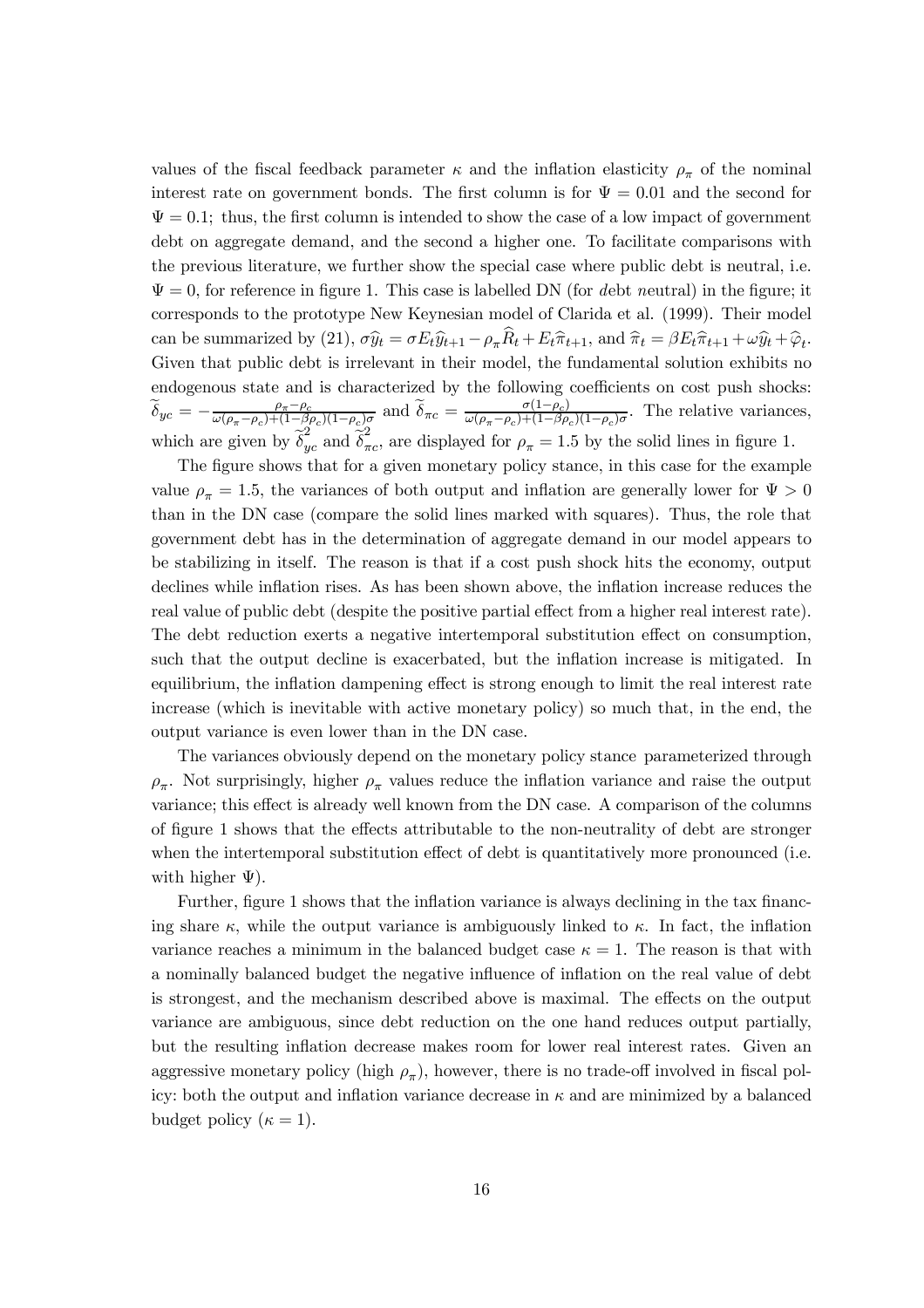values of the fiscal feedback parameter $\kappa$ and the inflation elasticity $\rho_\pi$ of the nominal interest rate on government bonds. The first column is for $\Psi = 0.01$ and the second for $\Psi = 0.1$; thus, the first column is intended to show the case of a low impact of government debt on aggregate demand, and the second a higher one. To facilitate comparisons with the previous literature, we further show the special case where public debt is neutral, i.e. $\Psi = 0$, for reference in figure 1. This case is labelled DN (for *d*ebt *n*eutral) in the figure; it corresponds to the prototype New Keynesian model of Clarida et al. (1999). Their model can be summarized by (21), $\sigma\widehat{y}_t = \sigma E_t\widehat{y}_{t+1} - \rho_\pi \widehat{R}_t + E_t\widehat{\pi}_{t+1}$, and $\widehat{\pi}_t = \beta E_t\widehat{\pi}_{t+1} + \omega\widehat{y}_t + \widehat{\varphi}_t$. Given that public debt is irrelevant in their model, the fundamental solution exhibits no endogenous state and is characterized by the following coefficients on cost push shocks: $\widetilde{\delta}_{yc} = -\frac{\rho_\pi - \rho_c}{\omega(\rho_\pi - \rho_c) + (1-\beta\rho_c)(1-\rho_c)\sigma}$ and $\widetilde{\delta}_{\pi c} = \frac{\sigma(1-\rho_c)}{\omega(\rho_\pi - \rho_c) + (1-\beta\rho_c)(1-\rho_c)\sigma}$. The relative variances, which are given by $\widetilde{\delta}_{yc}^2$ and $\widetilde{\delta}_{\pi c}^2$, are displayed for $\rho_\pi = 1.5$ by the solid lines in figure 1.

The figure shows that for a given monetary policy stance, in this case for the example value $\rho_\pi = 1.5$, the variances of both output and inflation are generally lower for $\Psi > 0$ than in the DN case (compare the solid lines marked with squares). Thus, the role that government debt has in the determination of aggregate demand in our model appears to be stabilizing in itself. The reason is that if a cost push shock hits the economy, output declines while inflation rises. As has been shown above, the inflation increase reduces the real value of public debt (despite the positive partial effect from a higher real interest rate). The debt reduction exerts a negative intertemporal substitution effect on consumption, such that the output decline is exacerbated, but the inflation increase is mitigated. In equilibrium, the inflation dampening effect is strong enough to limit the real interest rate increase (which is inevitable with active monetary policy) so much that, in the end, the output variance is even lower than in the DN case.

The variances obviously depend on the monetary policy stance parameterized through $\rho_\pi$. Not surprisingly, higher $\rho_\pi$ values reduce the inflation variance and raise the output variance; this effect is already well known from the DN case. A comparison of the columns of figure 1 shows that the effects attributable to the non-neutrality of debt are stronger when the intertemporal substitution effect of debt is quantitatively more pronounced (i.e. with higher $\Psi$).

Further, figure 1 shows that the inflation variance is always declining in the tax financing share $\kappa$, while the output variance is ambiguously linked to $\kappa$. In fact, the inflation variance reaches a minimum in the balanced budget case $\kappa = 1$. The reason is that with a nominally balanced budget the negative influence of inflation on the real value of debt is strongest, and the mechanism described above is maximal. The effects on the output variance are ambiguous, since debt reduction on the one hand reduces output partially, but the resulting inflation decrease makes room for lower real interest rates. Given an aggressive monetary policy (high $\rho_\pi$), however, there is no trade-off involved in fiscal policy: both the output and inflation variance decrease in $\kappa$ and are minimized by a balanced budget policy ($\kappa = 1$).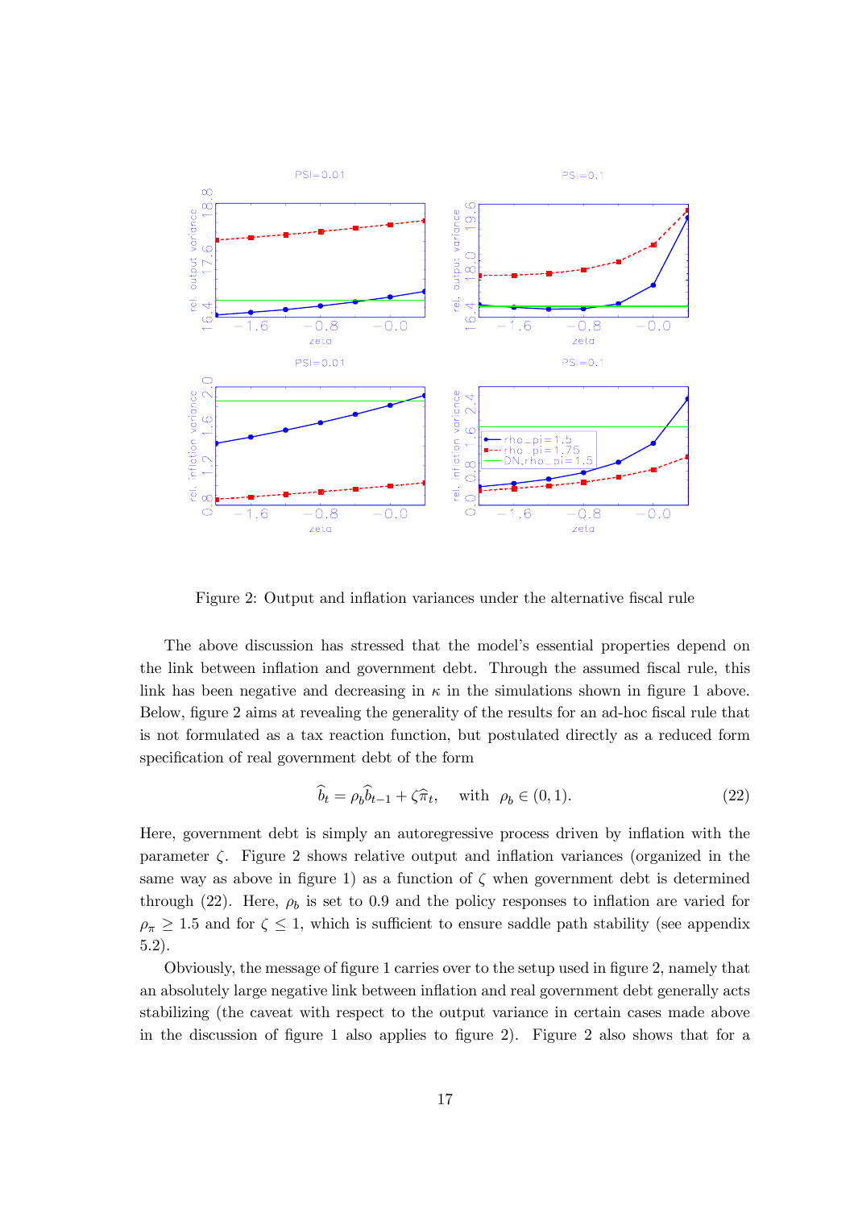Figure 2: Output and inflation variances under the alternative fiscal rule

The above discussion has stressed that the model's essential properties depend on the link between inflation and government debt. Through the assumed fiscal rule, this link has been negative and decreasing in $\kappa$ in the simulations shown in figure 1 above. Below, figure 2 aims at revealing the generality of the results for an ad-hoc fiscal rule that is not formulated as a tax reaction function, but postulated directly as a reduced form specification of real government debt of the form

$$\widehat{b}_t = \rho_b \widehat{b}_{t-1} + \zeta \widehat{\pi}_t, \quad \text{with } \rho_b \in (0,1). \tag{22}$$

Here, government debt is simply an autoregressive process driven by inflation with the parameter $\zeta$. Figure 2 shows relative output and inflation variances (organized in the same way as above in figure 1) as a function of $\zeta$ when government debt is determined through (22). Here, $\rho_b$ is set to 0.9 and the policy responses to inflation are varied for $\rho_\pi \geq 1.5$ and for $\zeta \leq 1$, which is sufficient to ensure saddle path stability (see appendix 5.2).

Obviously, the message of figure 1 carries over to the setup used in figure 2, namely that an absolutely large negative link between inflation and real government debt generally acts stabilizing (the caveat with respect to the output variance in certain cases made above in the discussion of figure 1 also applies to figure 2). Figure 2 also shows that for a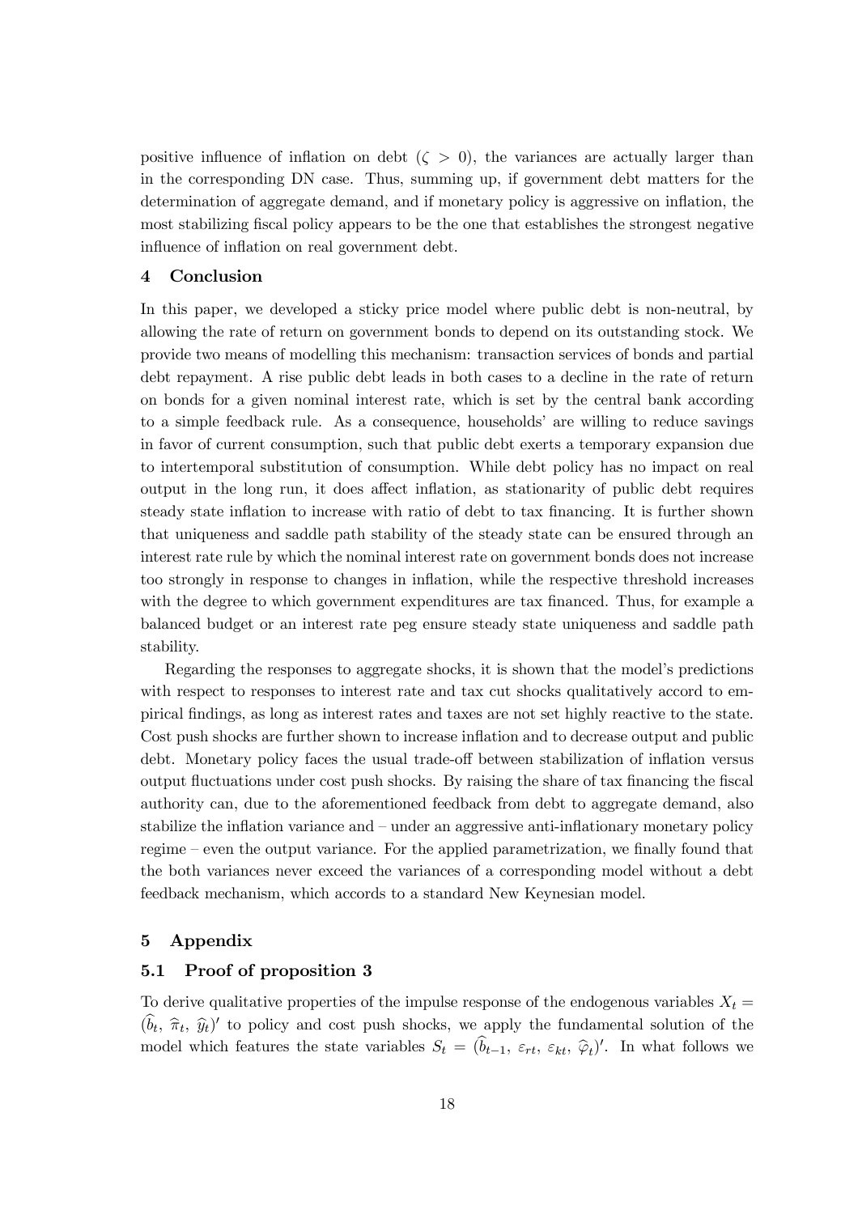positive influence of inflation on debt ($\zeta > 0$), the variances are actually larger than in the corresponding DN case. Thus, summing up, if government debt matters for the determination of aggregate demand, and if monetary policy is aggressive on inflation, the most stabilizing fiscal policy appears to be the one that establishes the strongest negative influence of inflation on real government debt.

## 4 Conclusion

In this paper, we developed a sticky price model where public debt is non-neutral, by allowing the rate of return on government bonds to depend on its outstanding stock. We provide two means of modelling this mechanism: transaction services of bonds and partial debt repayment. A rise public debt leads in both cases to a decline in the rate of return on bonds for a given nominal interest rate, which is set by the central bank according to a simple feedback rule. As a consequence, households' are willing to reduce savings in favor of current consumption, such that public debt exerts a temporary expansion due to intertemporal substitution of consumption. While debt policy has no impact on real output in the long run, it does affect inflation, as stationarity of public debt requires steady state inflation to increase with ratio of debt to tax financing. It is further shown that uniqueness and saddle path stability of the steady state can be ensured through an interest rate rule by which the nominal interest rate on government bonds does not increase too strongly in response to changes in inflation, while the respective threshold increases with the degree to which government expenditures are tax financed. Thus, for example a balanced budget or an interest rate peg ensure steady state uniqueness and saddle path stability.

Regarding the responses to aggregate shocks, it is shown that the model's predictions with respect to responses to interest rate and tax cut shocks qualitatively accord to empirical findings, as long as interest rates and taxes are not set highly reactive to the state. Cost push shocks are further shown to increase inflation and to decrease output and public debt. Monetary policy faces the usual trade-off between stabilization of inflation versus output fluctuations under cost push shocks. By raising the share of tax financing the fiscal authority can, due to the aforementioned feedback from debt to aggregate demand, also stabilize the inflation variance and – under an aggressive anti-inflationary monetary policy regime – even the output variance. For the applied parametrization, we finally found that the both variances never exceed the variances of a corresponding model without a debt feedback mechanism, which accords to a standard New Keynesian model.

## 5 Appendix

### 5.1 Proof of proposition 3

To derive qualitative properties of the impulse response of the endogenous variables $X_t = (\widehat{b}_t,\ \widehat{\pi}_t,\ \widehat{y}_t)'$ to policy and cost push shocks, we apply the fundamental solution of the model which features the state variables $S_t = (\widehat{b}_{t-1},\ \varepsilon_{rt},\ \varepsilon_{kt},\ \widehat{\varphi}_t)'$. In what follows we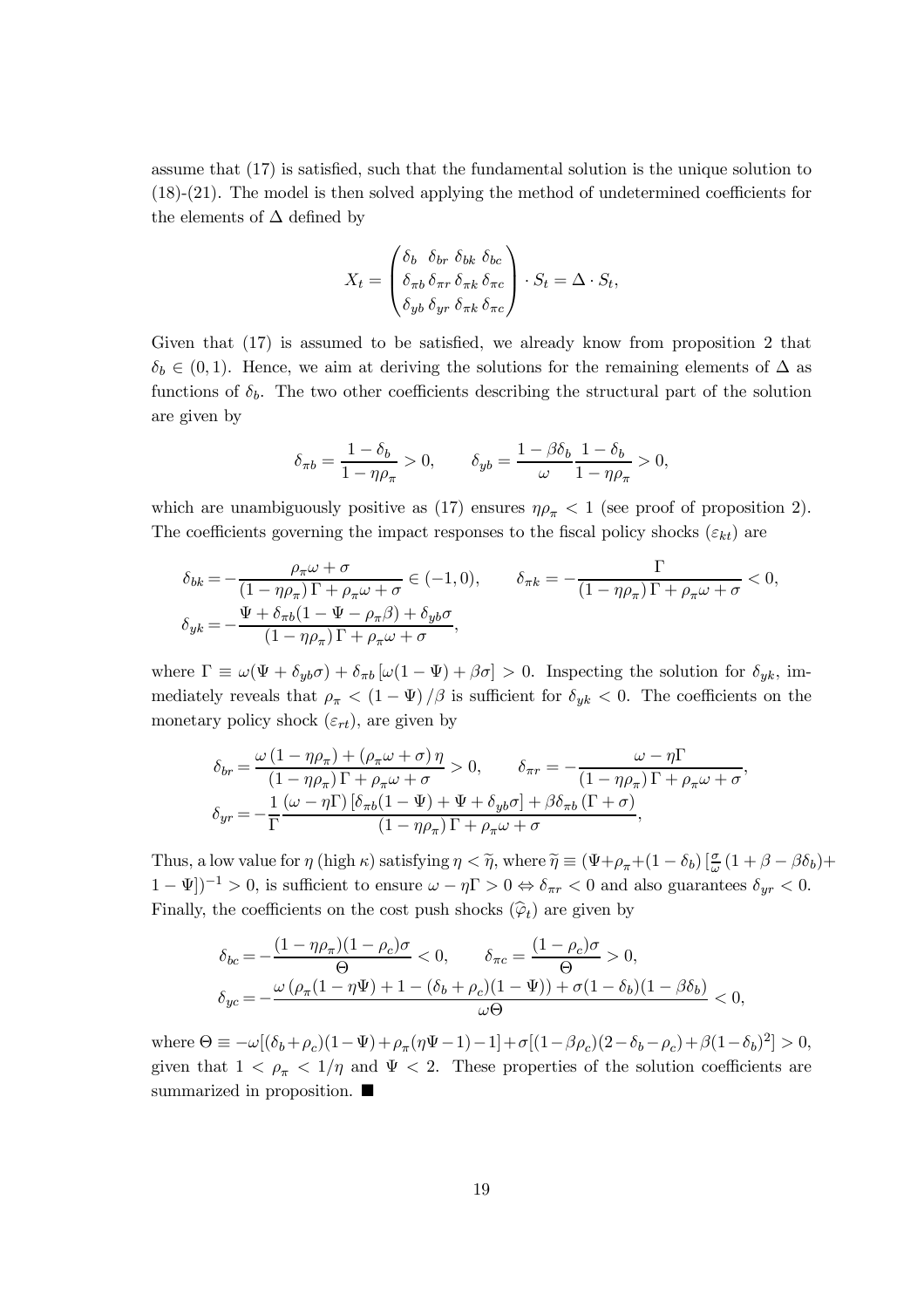assume that (17) is satisfied, such that the fundamental solution is the unique solution to (18)-(21). The model is then solved applying the method of undetermined coefficients for the elements of $\Delta$ defined by

$$X_t = \begin{pmatrix} \delta_b & \delta_{br} & \delta_{bk} & \delta_{bc} \\ \delta_{\pi b} & \delta_{\pi r} & \delta_{\pi k} & \delta_{\pi c} \\ \delta_{yb} & \delta_{yr} & \delta_{\pi k} & \delta_{\pi c} \end{pmatrix} \cdot S_t = \Delta \cdot S_t,$$

Given that (17) is assumed to be satisfied, we already know from proposition 2 that $\delta_b \in (0, 1)$. Hence, we aim at deriving the solutions for the remaining elements of $\Delta$ as functions of $\delta_b$. The two other coefficients describing the structural part of the solution are given by

$$\delta_{\pi b} = \frac{1 - \delta_b}{1 - \eta \rho_\pi} > 0, \qquad \delta_{yb} = \frac{1 - \beta \delta_b}{\omega} \frac{1 - \delta_b}{1 - \eta \rho_\pi} > 0,$$

which are unambiguously positive as (17) ensures $\eta \rho_\pi < 1$ (see proof of proposition 2). The coefficients governing the impact responses to the fiscal policy shocks ($\varepsilon_{kt}$) are

$$\delta_{bk} = -\frac{\rho_\pi \omega + \sigma}{(1 - \eta \rho_\pi)\Gamma + \rho_\pi \omega + \sigma} \in (-1, 0), \qquad \delta_{\pi k} = -\frac{\Gamma}{(1 - \eta \rho_\pi)\Gamma + \rho_\pi \omega + \sigma} < 0,$$

$$\delta_{yk} = -\frac{\Psi + \delta_{\pi b}(1 - \Psi - \rho_\pi \beta) + \delta_{yb}\sigma}{(1 - \eta \rho_\pi)\Gamma + \rho_\pi \omega + \sigma},$$

where $\Gamma \equiv \omega(\Psi + \delta_{yb}\sigma) + \delta_{\pi b}[\omega(1 - \Psi) + \beta \sigma] > 0$. Inspecting the solution for $\delta_{yk}$, immediately reveals that $\rho_\pi < (1 - \Psi)/\beta$ is sufficient for $\delta_{yk} < 0$. The coefficients on the monetary policy shock ($\varepsilon_{rt}$), are given by

$$\delta_{br} = \frac{\omega(1 - \eta \rho_\pi) + (\rho_\pi \omega + \sigma)\eta}{(1 - \eta \rho_\pi)\Gamma + \rho_\pi \omega + \sigma} > 0, \qquad \delta_{\pi r} = -\frac{\omega - \eta \Gamma}{(1 - \eta \rho_\pi)\Gamma + \rho_\pi \omega + \sigma},$$

$$\delta_{yr} = -\frac{1}{\Gamma} \frac{(\omega - \eta \Gamma)[\delta_{\pi b}(1 - \Psi) + \Psi + \delta_{yb}\sigma] + \beta \delta_{\pi b}(\Gamma + \sigma)}{(1 - \eta \rho_\pi)\Gamma + \rho_\pi \omega + \sigma},$$

Thus, a low value for $\eta$ (high $\kappa$) satisfying $\eta < \widetilde{\eta}$, where $\widetilde{\eta} \equiv (\Psi + \rho_\pi + (1 - \delta_b)[\frac{\sigma}{\omega}(1 + \beta - \beta \delta_b) + 1 - \Psi])^{-1} > 0$, is sufficient to ensure $\omega - \eta \Gamma > 0 \Leftrightarrow \delta_{\pi r} < 0$ and also guarantees $\delta_{yr} < 0$. Finally, the coefficients on the cost push shocks ($\widehat{\varphi}_t$) are given by

$$\delta_{bc} = -\frac{(1 - \eta \rho_\pi)(1 - \rho_c)\sigma}{\Theta} < 0, \qquad \delta_{\pi c} = \frac{(1 - \rho_c)\sigma}{\Theta} > 0,$$

$$\delta_{yc} = -\frac{\omega(\rho_\pi(1 - \eta \Psi) + 1 - (\delta_b + \rho_c)(1 - \Psi)) + \sigma(1 - \delta_b)(1 - \beta \delta_b)}{\omega \Theta} < 0,$$

where $\Theta \equiv -\omega[(\delta_b + \rho_c)(1 - \Psi) + \rho_\pi(\eta \Psi - 1) - 1] + \sigma[(1 - \beta \rho_c)(2 - \delta_b - \rho_c) + \beta(1 - \delta_b)^2] > 0$, given that $1 < \rho_\pi < 1/\eta$ and $\Psi < 2$. These properties of the solution coefficients are summarized in proposition. ■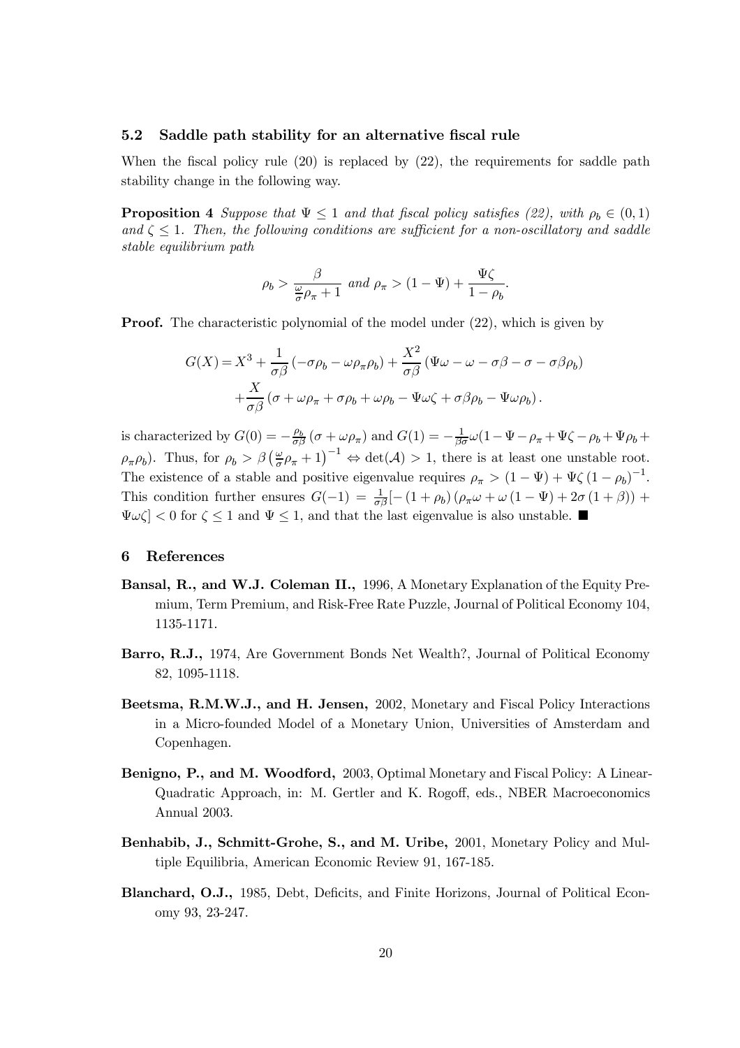### 5.2 Saddle path stability for an alternative fiscal rule

When the fiscal policy rule (20) is replaced by (22), the requirements for saddle path stability change in the following way.

**Proposition 4** *Suppose that $\Psi \leq 1$ and that fiscal policy satisfies (22), with $\rho_b \in (0,1)$ and $\zeta \leq 1$. Then, the following conditions are sufficient for a non-oscillatory and saddle stable equilibrium path*

$$\rho_b > \frac{\beta}{\frac{\omega}{\sigma}\rho_\pi + 1} \text{ and } \rho_\pi > (1-\Psi) + \frac{\Psi\zeta}{1-\rho_b}.$$

**Proof.** The characteristic polynomial of the model under (22), which is given by

$$\begin{aligned} G(X) = & X^3 + \frac{1}{\sigma\beta}\left(-\sigma\rho_b - \omega\rho_\pi\rho_b\right) + \frac{X^2}{\sigma\beta}\left(\Psi\omega - \omega - \sigma\beta - \sigma - \sigma\beta\rho_b\right) \\ & + \frac{X}{\sigma\beta}\left(\sigma + \omega\rho_\pi + \sigma\rho_b + \omega\rho_b - \Psi\omega\zeta + \sigma\beta\rho_b - \Psi\omega\rho_b\right). \end{aligned}$$

is characterized by $G(0) = -\frac{\rho_b}{\sigma\beta}(\sigma + \omega\rho_\pi)$ and $G(1) = -\frac{1}{\beta\sigma}\omega(1 - \Psi - \rho_\pi + \Psi\zeta - \rho_b + \Psi\rho_b + \rho_\pi\rho_b)$. Thus, for $\rho_b > \beta\left(\frac{\omega}{\sigma}\rho_\pi + 1\right)^{-1} \Leftrightarrow \det(\mathcal{A}) > 1$, there is at least one unstable root. The existence of a stable and positive eigenvalue requires $\rho_\pi > (1-\Psi) + \Psi\zeta(1-\rho_b)^{-1}$. This condition further ensures $G(-1) = \frac{1}{\sigma\beta}[-(1+\rho_b)(\rho_\pi\omega + \omega(1-\Psi) + 2\sigma(1+\beta)) + \Psi\omega\zeta] < 0$ for $\zeta \leq 1$ and $\Psi \leq 1$, and that the last eigenvalue is also unstable. ∎

## 6 References

**Bansal, R., and W.J. Coleman II.,** 1996, A Monetary Explanation of the Equity Premium, Term Premium, and Risk-Free Rate Puzzle, Journal of Political Economy 104, 1135-1171.

**Barro, R.J.,** 1974, Are Government Bonds Net Wealth?, Journal of Political Economy 82, 1095-1118.

**Beetsma, R.M.W.J., and H. Jensen,** 2002, Monetary and Fiscal Policy Interactions in a Micro-founded Model of a Monetary Union, Universities of Amsterdam and Copenhagen.

**Benigno, P., and M. Woodford,** 2003, Optimal Monetary and Fiscal Policy: A Linear-Quadratic Approach, in: M. Gertler and K. Rogoff, eds., NBER Macroeconomics Annual 2003.

**Benhabib, J., Schmitt-Grohe, S., and M. Uribe,** 2001, Monetary Policy and Multiple Equilibria, American Economic Review 91, 167-185.

**Blanchard, O.J.,** 1985, Debt, Deficits, and Finite Horizons, Journal of Political Economy 93, 23-247.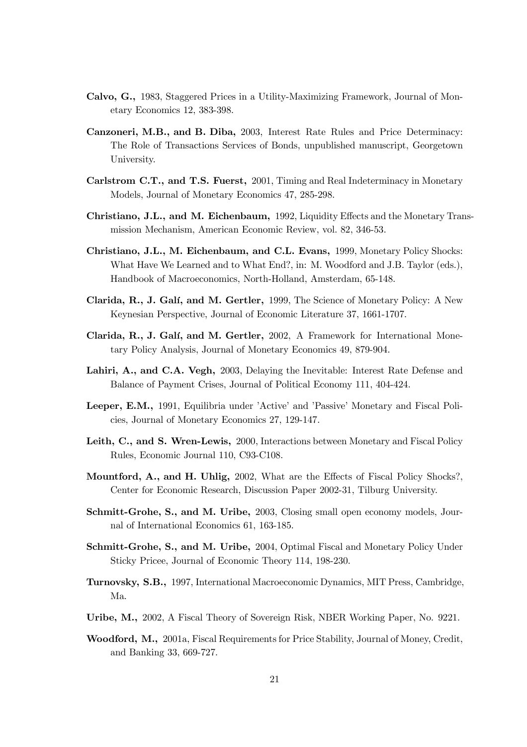**Calvo, G.,** 1983, Staggered Prices in a Utility-Maximizing Framework, Journal of Monetary Economics 12, 383-398.

**Canzoneri, M.B., and B. Diba,** 2003, Interest Rate Rules and Price Determinacy: The Role of Transactions Services of Bonds, unpublished manuscript, Georgetown University.

**Carlstrom C.T., and T.S. Fuerst,** 2001, Timing and Real Indeterminacy in Monetary Models, Journal of Monetary Economics 47, 285-298.

**Christiano, J.L., and M. Eichenbaum,** 1992, Liquidity Effects and the Monetary Transmission Mechanism, American Economic Review, vol. 82, 346-53.

**Christiano, J.L., M. Eichenbaum, and C.L. Evans,** 1999, Monetary Policy Shocks: What Have We Learned and to What End?, in: M. Woodford and J.B. Taylor (eds.), Handbook of Macroeconomics, North-Holland, Amsterdam, 65-148.

**Clarida, R., J. Galí, and M. Gertler,** 1999, The Science of Monetary Policy: A New Keynesian Perspective, Journal of Economic Literature 37, 1661-1707.

**Clarida, R., J. Galí, and M. Gertler,** 2002, A Framework for International Monetary Policy Analysis, Journal of Monetary Economics 49, 879-904.

**Lahiri, A., and C.A. Vegh,** 2003, Delaying the Inevitable: Interest Rate Defense and Balance of Payment Crises, Journal of Political Economy 111, 404-424.

**Leeper, E.M.,** 1991, Equilibria under 'Active' and 'Passive' Monetary and Fiscal Policies, Journal of Monetary Economics 27, 129-147.

**Leith, C., and S. Wren-Lewis,** 2000, Interactions between Monetary and Fiscal Policy Rules, Economic Journal 110, C93-C108.

**Mountford, A., and H. Uhlig,** 2002, What are the Effects of Fiscal Policy Shocks?, Center for Economic Research, Discussion Paper 2002-31, Tilburg University.

**Schmitt-Grohe, S., and M. Uribe,** 2003, Closing small open economy models, Journal of International Economics 61, 163-185.

**Schmitt-Grohe, S., and M. Uribe,** 2004, Optimal Fiscal and Monetary Policy Under Sticky Pricee, Journal of Economic Theory 114, 198-230.

**Turnovsky, S.B.,** 1997, International Macroeconomic Dynamics, MIT Press, Cambridge, Ma.

**Uribe, M.,** 2002, A Fiscal Theory of Sovereign Risk, NBER Working Paper, No. 9221.

**Woodford, M.,** 2001a, Fiscal Requirements for Price Stability, Journal of Money, Credit, and Banking 33, 669-727.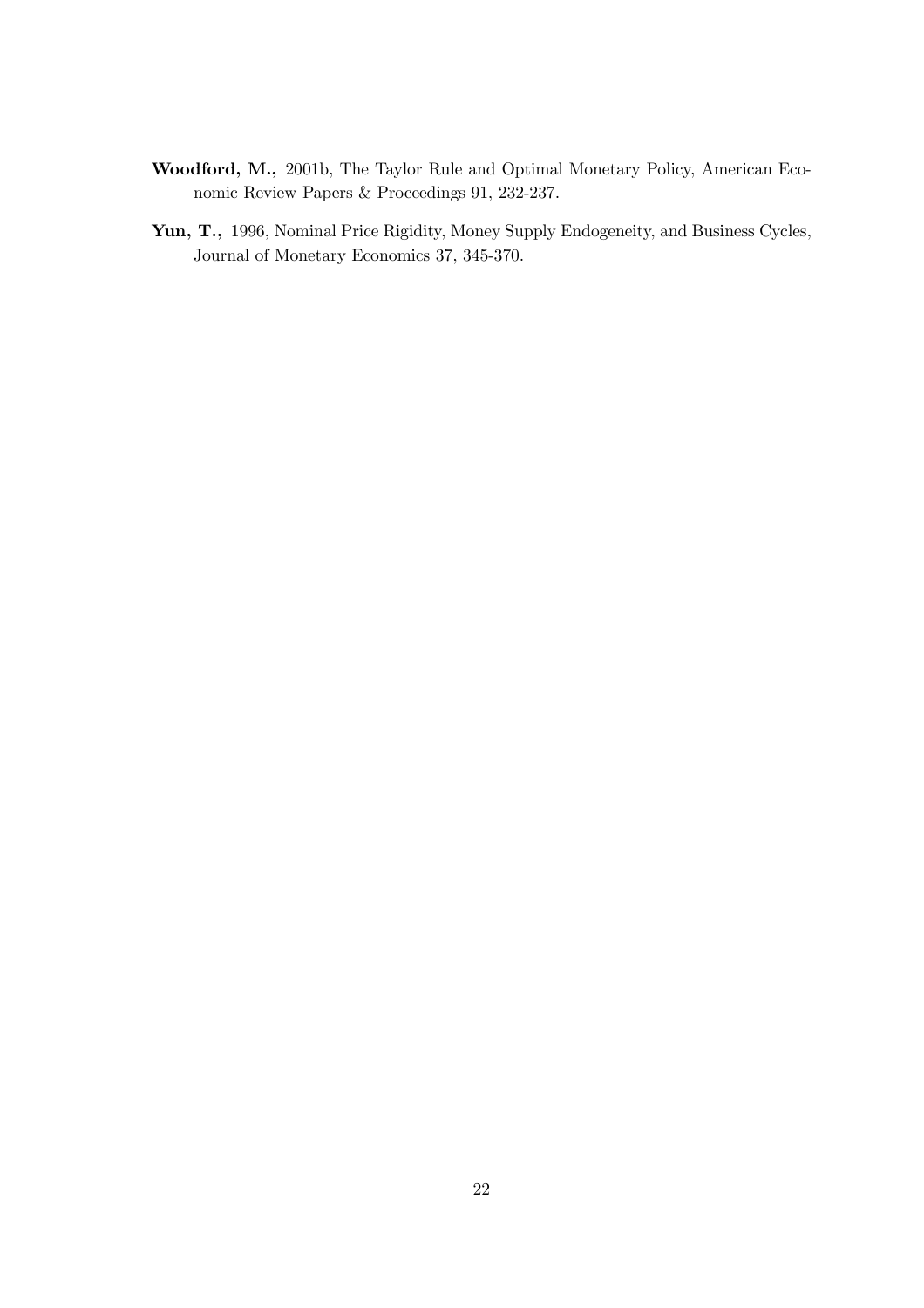**Woodford, M.,** 2001b, The Taylor Rule and Optimal Monetary Policy, American Economic Review Papers & Proceedings 91, 232-237.

**Yun, T.,** 1996, Nominal Price Rigidity, Money Supply Endogeneity, and Business Cycles, Journal of Monetary Economics 37, 345-370.